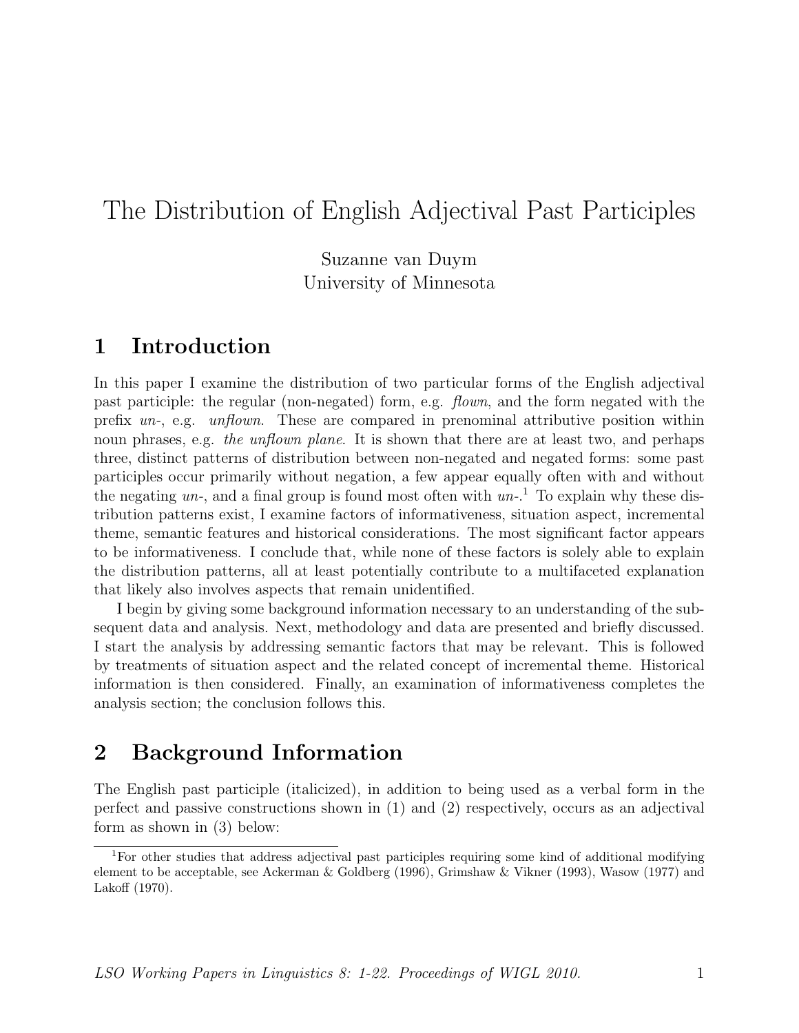# The Distribution of English Adjectival Past Participles

Suzanne van Duym
University of Minnesota

## 1 Introduction

In this paper I examine the distribution of two particular forms of the English adjectival past participle: the regular (non-negated) form, e.g. *flown*, and the form negated with the prefix *un-*, e.g. *unflown*. These are compared in prenominal attributive position within noun phrases, e.g. *the unflown plane*. It is shown that there are at least two, and perhaps three, distinct patterns of distribution between non-negated and negated forms: some past participles occur primarily without negation, a few appear equally often with and without the negating *un-*, and a final group is found most often with *un-*.[1] To explain why these distribution patterns exist, I examine factors of informativeness, situation aspect, incremental theme, semantic features and historical considerations. The most significant factor appears to be informativeness. I conclude that, while none of these factors is solely able to explain the distribution patterns, all at least potentially contribute to a multifaceted explanation that likely also involves aspects that remain unidentified.

I begin by giving some background information necessary to an understanding of the subsequent data and analysis. Next, methodology and data are presented and briefly discussed. I start the analysis by addressing semantic factors that may be relevant. This is followed by treatments of situation aspect and the related concept of incremental theme. Historical information is then considered. Finally, an examination of informativeness completes the analysis section; the conclusion follows this.

## 2 Background Information

The English past participle (italicized), in addition to being used as a verbal form in the perfect and passive constructions shown in (1) and (2) respectively, occurs as an adjectival form as shown in (3) below:

[1] For other studies that address adjectival past participles requiring some kind of additional modifying element to be acceptable, see Ackerman & Goldberg (1996), Grimshaw & Vikner (1993), Wasow (1977) and Lakoff (1970).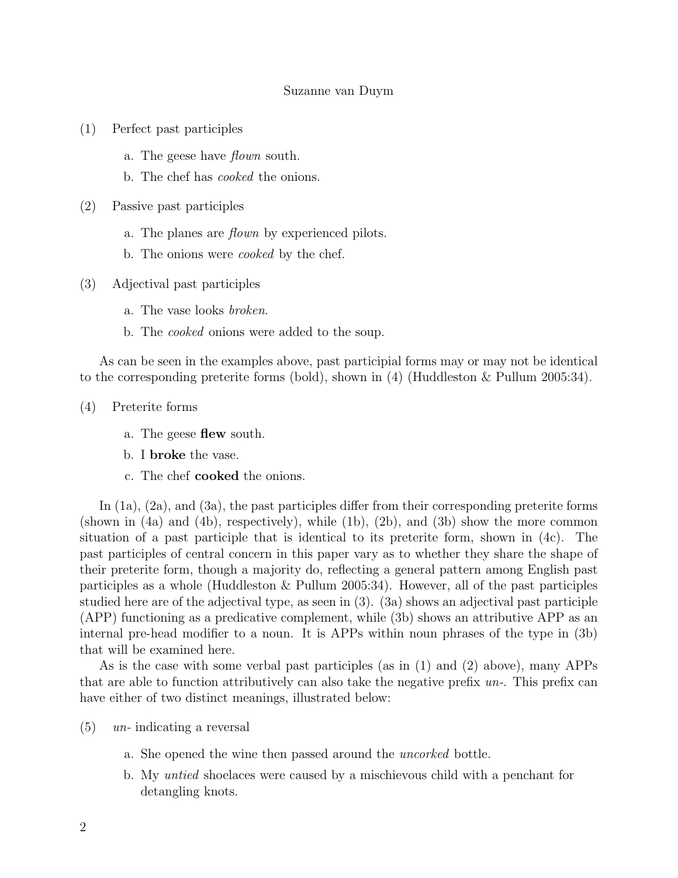(1) Perfect past participles

a. The geese have *flown* south.

b. The chef has *cooked* the onions.

(2) Passive past participles

a. The planes are *flown* by experienced pilots.

b. The onions were *cooked* by the chef.

(3) Adjectival past participles

a. The vase looks *broken*.

b. The *cooked* onions were added to the soup.

As can be seen in the examples above, past participial forms may or may not be identical to the corresponding preterite forms (bold), shown in (4) (Huddleston & Pullum 2005:34).

(4) Preterite forms

a. The geese **flew** south.

b. I **broke** the vase.

c. The chef **cooked** the onions.

In (1a), (2a), and (3a), the past participles differ from their corresponding preterite forms (shown in (4a) and (4b), respectively), while (1b), (2b), and (3b) show the more common situation of a past participle that is identical to its preterite form, shown in (4c). The past participles of central concern in this paper vary as to whether they share the shape of their preterite form, though a majority do, reflecting a general pattern among English past participles as a whole (Huddleston & Pullum 2005:34). However, all of the past participles studied here are of the adjectival type, as seen in (3). (3a) shows an adjectival past participle (APP) functioning as a predicative complement, while (3b) shows an attributive APP as an internal pre-head modifier to a noun. It is APPs within noun phrases of the type in (3b) that will be examined here.

As is the case with some verbal past participles (as in (1) and (2) above), many APPs that are able to function attributively can also take the negative prefix *un-*. This prefix can have either of two distinct meanings, illustrated below:

(5) *un-* indicating a reversal

a. She opened the wine then passed around the *uncorked* bottle.

b. My *untied* shoelaces were caused by a mischievous child with a penchant for detangling knots.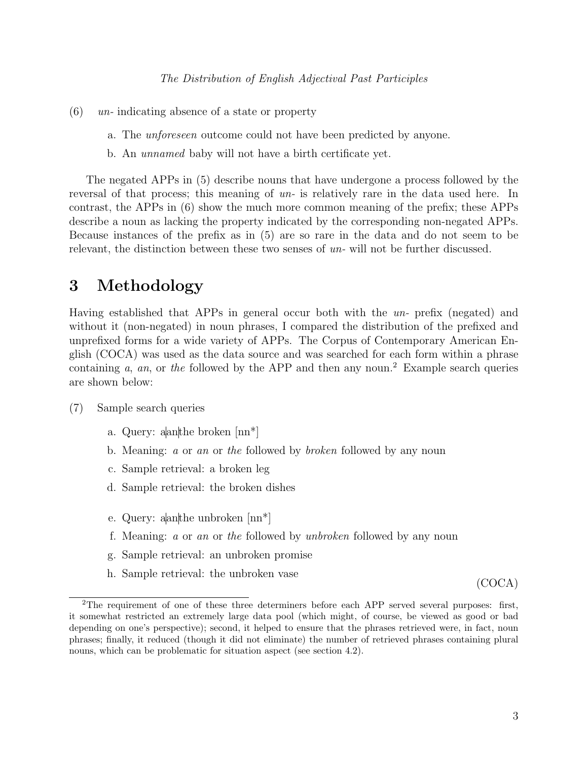(6) *un-* indicating absence of a state or property

a. The *unforeseen* outcome could not have been predicted by anyone.
b. An *unnamed* baby will not have a birth certificate yet.

The negated APPs in (5) describe nouns that have undergone a process followed by the reversal of that process; this meaning of *un-* is relatively rare in the data used here. In contrast, the APPs in (6) show the much more common meaning of the prefix; these APPs describe a noun as lacking the property indicated by the corresponding non-negated APPs. Because instances of the prefix as in (5) are so rare in the data and do not seem to be relevant, the distinction between these two senses of *un-* will not be further discussed.

# 3 Methodology

Having established that APPs in general occur both with the *un-* prefix (negated) and without it (non-negated) in noun phrases, I compared the distribution of the prefixed and unprefixed forms for a wide variety of APPs. The Corpus of Contemporary American English (COCA) was used as the data source and was searched for each form within a phrase containing *a*, *an*, or *the* followed by the APP and then any noun.[2] Example search queries are shown below:

(7) Sample search queries

a. Query: a|an|the broken [nn*]
b. Meaning: *a* or *an* or *the* followed by *broken* followed by any noun
c. Sample retrieval: a broken leg
d. Sample retrieval: the broken dishes

e. Query: a|an|the unbroken [nn*]
f. Meaning: *a* or *an* or *the* followed by *unbroken* followed by any noun
g. Sample retrieval: an unbroken promise
h. Sample retrieval: the unbroken vase

(COCA)

[2]The requirement of one of these three determiners before each APP served several purposes: first, it somewhat restricted an extremely large data pool (which might, of course, be viewed as good or bad depending on one's perspective); second, it helped to ensure that the phrases retrieved were, in fact, noun phrases; finally, it reduced (though it did not eliminate) the number of retrieved phrases containing plural nouns, which can be problematic for situation aspect (see section 4.2).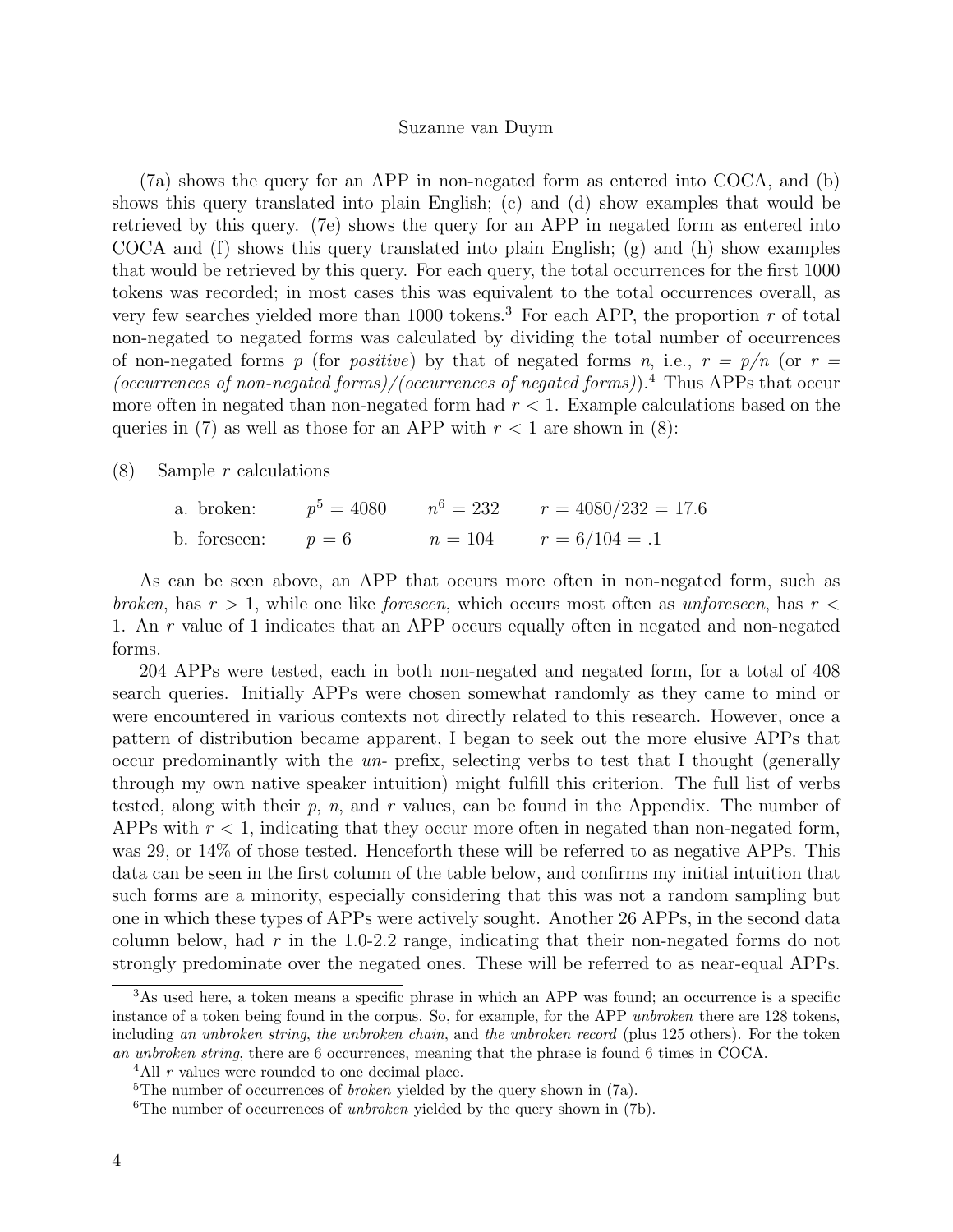(7a) shows the query for an APP in non-negated form as entered into COCA, and (b) shows this query translated into plain English; (c) and (d) show examples that would be retrieved by this query. (7e) shows the query for an APP in negated form as entered into COCA and (f) shows this query translated into plain English; (g) and (h) show examples that would be retrieved by this query. For each query, the total occurrences for the first 1000 tokens was recorded; in most cases this was equivalent to the total occurrences overall, as very few searches yielded more than 1000 tokens.[3] For each APP, the proportion $r$ of total non-negated to negated forms was calculated by dividing the total number of occurrences of non-negated forms $p$ (for *positive*) by that of negated forms $n$, i.e., $r = p/n$ (or $r =$ *(occurrences of non-negated forms)/(occurrences of negated forms)*).[4] Thus APPs that occur more often in negated than non-negated form had $r < 1$. Example calculations based on the queries in (7) as well as those for an APP with $r < 1$ are shown in (8):

(8) Sample $r$ calculations

a. broken: $p$[5] $= 4080$ $n$[6] $= 232$ $r = 4080/232 = 17.6$

b. foreseen: $p = 6$ $n = 104$ $r = 6/104 = .1$

As can be seen above, an APP that occurs more often in non-negated form, such as *broken*, has $r > 1$, while one like *foreseen*, which occurs most often as *unforeseen*, has $r < 1$. An $r$ value of 1 indicates that an APP occurs equally often in negated and non-negated forms.

204 APPs were tested, each in both non-negated and negated form, for a total of 408 search queries. Initially APPs were chosen somewhat randomly as they came to mind or were encountered in various contexts not directly related to this research. However, once a pattern of distribution became apparent, I began to seek out the more elusive APPs that occur predominantly with the *un-* prefix, selecting verbs to test that I thought (generally through my own native speaker intuition) might fulfill this criterion. The full list of verbs tested, along with their $p$, $n$, and $r$ values, can be found in the Appendix. The number of APPs with $r < 1$, indicating that they occur more often in negated than non-negated form, was 29, or 14% of those tested. Henceforth these will be referred to as negative APPs. This data can be seen in the first column of the table below, and confirms my initial intuition that such forms are a minority, especially considering that this was not a random sampling but one in which these types of APPs were actively sought. Another 26 APPs, in the second data column below, had $r$ in the 1.0-2.2 range, indicating that their non-negated forms do not strongly predominate over the negated ones. These will be referred to as near-equal APPs.

[3]As used here, a token means a specific phrase in which an APP was found; an occurrence is a specific instance of a token being found in the corpus. So, for example, for the APP *unbroken* there are 128 tokens, including *an unbroken string*, *the unbroken chain*, and *the unbroken record* (plus 125 others). For the token *an unbroken string*, there are 6 occurrences, meaning that the phrase is found 6 times in COCA.

[4]All $r$ values were rounded to one decimal place.

[5]The number of occurrences of *broken* yielded by the query shown in (7a).

[6]The number of occurrences of *unbroken* yielded by the query shown in (7b).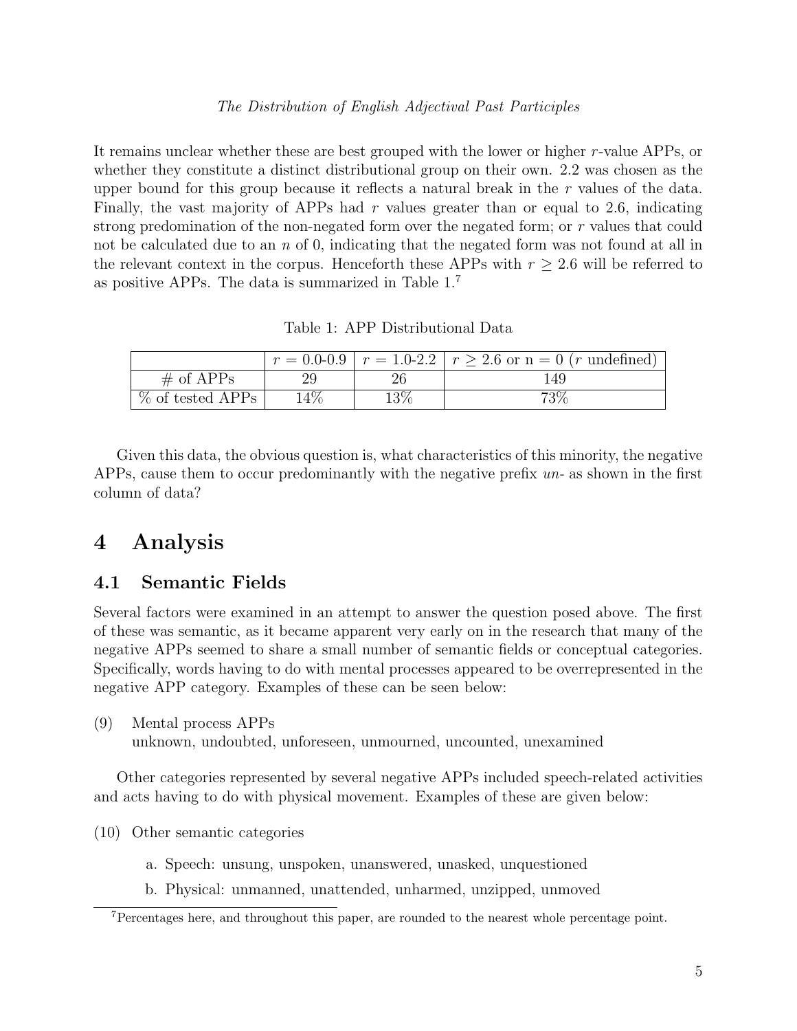It remains unclear whether these are best grouped with the lower or higher $r$-value APPs, or whether they constitute a distinct distributional group on their own. 2.2 was chosen as the upper bound for this group because it reflects a natural break in the $r$ values of the data. Finally, the vast majority of APPs had $r$ values greater than or equal to 2.6, indicating strong predomination of the non-negated form over the negated form; or $r$ values that could not be calculated due to an $n$ of 0, indicating that the negated form was not found at all in the relevant context in the corpus. Henceforth these APPs with $r \geq 2.6$ will be referred to as positive APPs. The data is summarized in Table 1.[7]

Table 1: APP Distributional Data

| | $r$ = 0.0-0.9 | $r$ = 1.0-2.2 | $r \geq 2.6$ or n = 0 ($r$ undefined) |
|---|---|---|---|
| # of APPs | 29 | 26 | 149 |
| % of tested APPs | 14% | 13% | 73% |

Given this data, the obvious question is, what characteristics of this minority, the negative APPs, cause them to occur predominantly with the negative prefix *un-* as shown in the first column of data?

# 4 Analysis

## 4.1 Semantic Fields

Several factors were examined in an attempt to answer the question posed above. The first of these was semantic, as it became apparent very early on in the research that many of the negative APPs seemed to share a small number of semantic fields or conceptual categories. Specifically, words having to do with mental processes appeared to be overrepresented in the negative APP category. Examples of these can be seen below:

(9) Mental process APPs
unknown, undoubted, unforeseen, unmourned, uncounted, unexamined

Other categories represented by several negative APPs included speech-related activities and acts having to do with physical movement. Examples of these are given below:

(10) Other semantic categories

a. Speech: unsung, unspoken, unanswered, unasked, unquestioned

b. Physical: unmanned, unattended, unharmed, unzipped, unmoved

[7]Percentages here, and throughout this paper, are rounded to the nearest whole percentage point.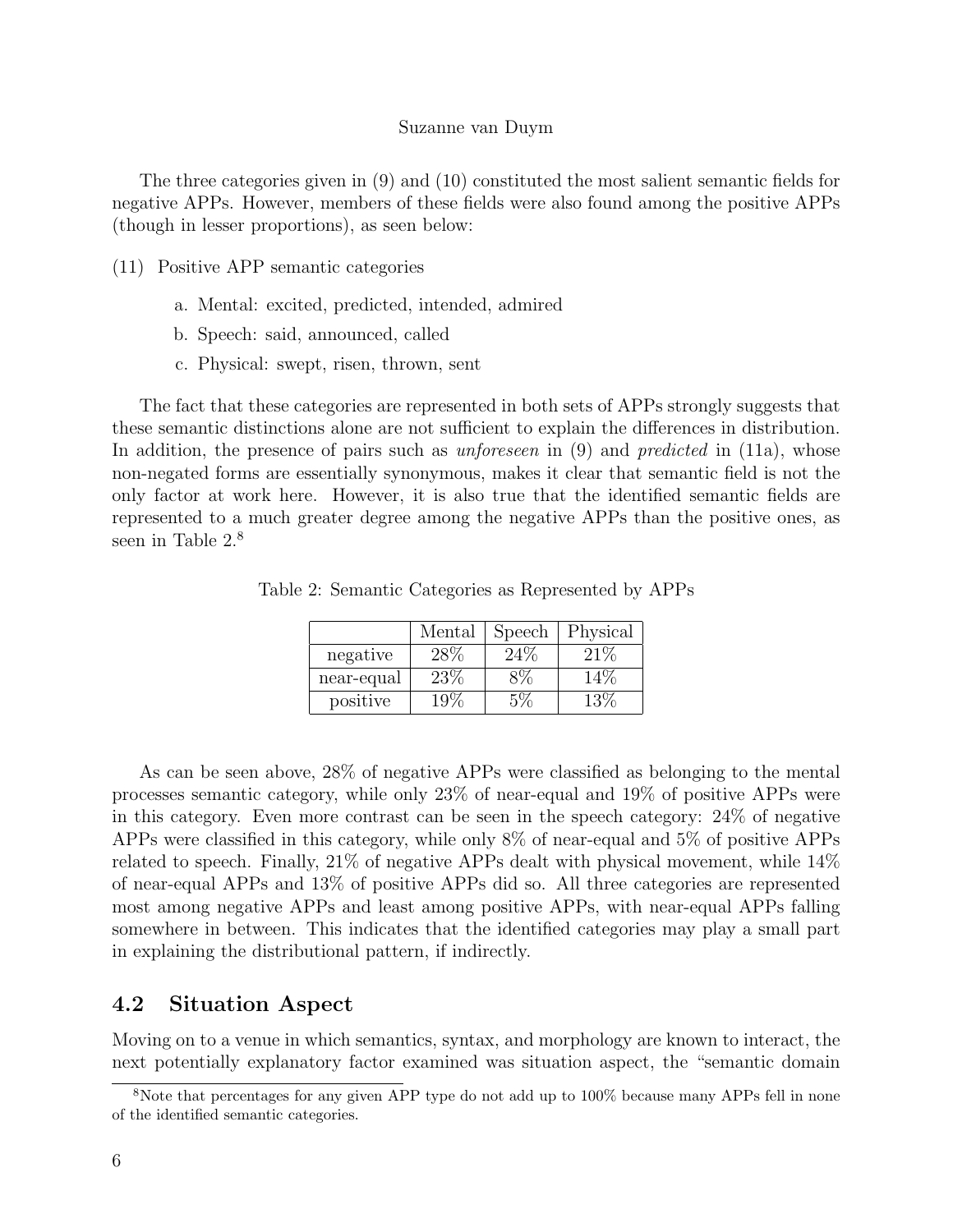The three categories given in (9) and (10) constituted the most salient semantic fields for negative APPs. However, members of these fields were also found among the positive APPs (though in lesser proportions), as seen below:

(11) Positive APP semantic categories

a. Mental: excited, predicted, intended, admired

b. Speech: said, announced, called

c. Physical: swept, risen, thrown, sent

The fact that these categories are represented in both sets of APPs strongly suggests that these semantic distinctions alone are not sufficient to explain the differences in distribution. In addition, the presence of pairs such as *unforeseen* in (9) and *predicted* in (11a), whose non-negated forms are essentially synonymous, makes it clear that semantic field is not the only factor at work here. However, it is also true that the identified semantic fields are represented to a much greater degree among the negative APPs than the positive ones, as seen in Table 2.[8]

Table 2: Semantic Categories as Represented by APPs

| | Mental | Speech | Physical |
|---|---|---|---|
| negative | 28% | 24% | 21% |
| near-equal | 23% | 8% | 14% |
| positive | 19% | 5% | 13% |

As can be seen above, 28% of negative APPs were classified as belonging to the mental processes semantic category, while only 23% of near-equal and 19% of positive APPs were in this category. Even more contrast can be seen in the speech category: 24% of negative APPs were classified in this category, while only 8% of near-equal and 5% of positive APPs related to speech. Finally, 21% of negative APPs dealt with physical movement, while 14% of near-equal APPs and 13% of positive APPs did so. All three categories are represented most among negative APPs and least among positive APPs, with near-equal APPs falling somewhere in between. This indicates that the identified categories may play a small part in explaining the distributional pattern, if indirectly.

## 4.2 Situation Aspect

Moving on to a venue in which semantics, syntax, and morphology are known to interact, the next potentially explanatory factor examined was situation aspect, the "semantic domain

[8] Note that percentages for any given APP type do not add up to 100% because many APPs fell in none of the identified semantic categories.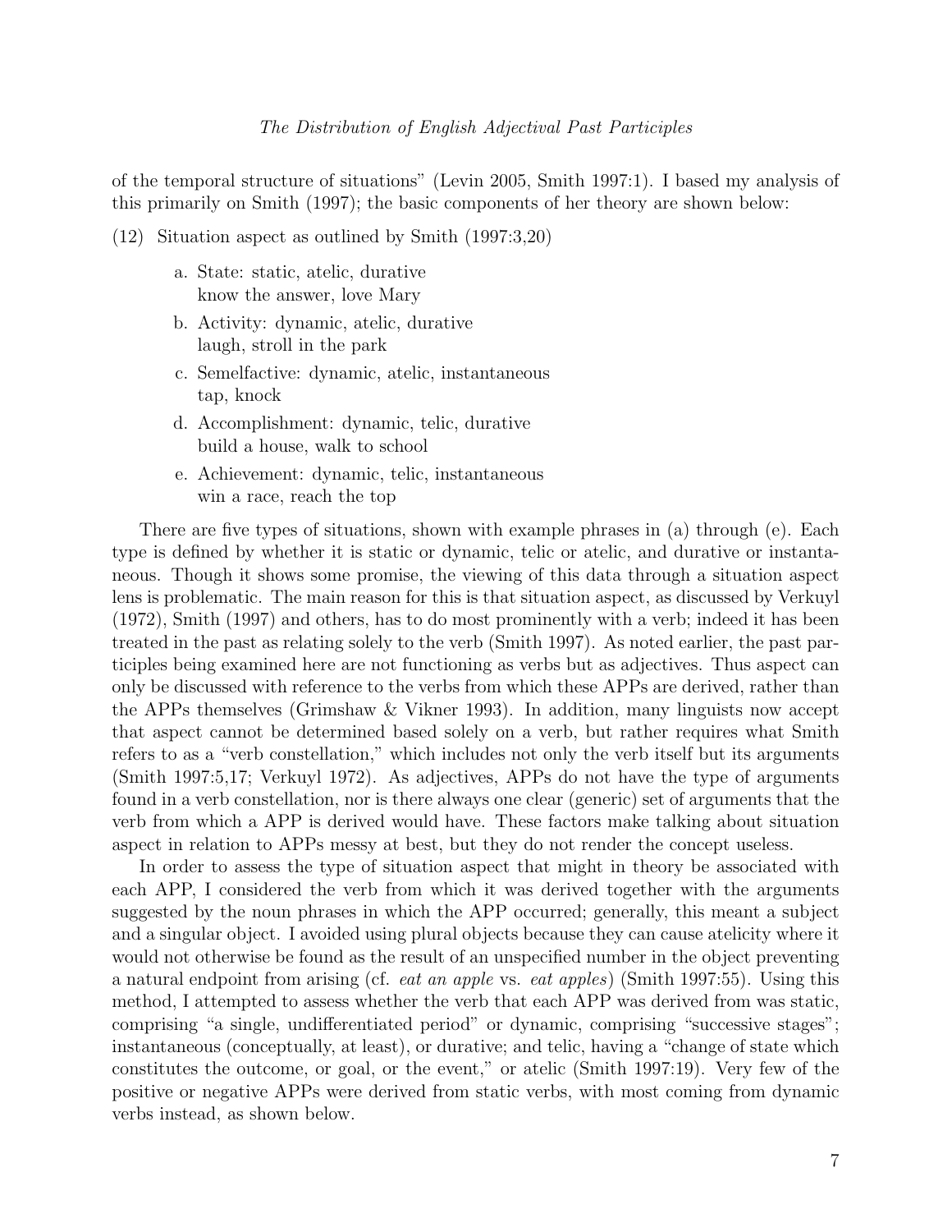of the temporal structure of situations" (Levin 2005, Smith 1997:1). I based my analysis of this primarily on Smith (1997); the basic components of her theory are shown below:

(12) Situation aspect as outlined by Smith (1997:3,20)

   a. State: static, atelic, durative
      know the answer, love Mary

   b. Activity: dynamic, atelic, durative
      laugh, stroll in the park

   c. Semelfactive: dynamic, atelic, instantaneous
      tap, knock

   d. Accomplishment: dynamic, telic, durative
      build a house, walk to school

   e. Achievement: dynamic, telic, instantaneous
      win a race, reach the top

There are five types of situations, shown with example phrases in (a) through (e). Each type is defined by whether it is static or dynamic, telic or atelic, and durative or instantaneous. Though it shows some promise, the viewing of this data through a situation aspect lens is problematic. The main reason for this is that situation aspect, as discussed by Verkuyl (1972), Smith (1997) and others, has to do most prominently with a verb; indeed it has been treated in the past as relating solely to the verb (Smith 1997). As noted earlier, the past participles being examined here are not functioning as verbs but as adjectives. Thus aspect can only be discussed with reference to the verbs from which these APPs are derived, rather than the APPs themselves (Grimshaw & Vikner 1993). In addition, many linguists now accept that aspect cannot be determined based solely on a verb, but rather requires what Smith refers to as a "verb constellation," which includes not only the verb itself but its arguments (Smith 1997:5,17; Verkuyl 1972). As adjectives, APPs do not have the type of arguments found in a verb constellation, nor is there always one clear (generic) set of arguments that the verb from which a APP is derived would have. These factors make talking about situation aspect in relation to APPs messy at best, but they do not render the concept useless.

In order to assess the type of situation aspect that might in theory be associated with each APP, I considered the verb from which it was derived together with the arguments suggested by the noun phrases in which the APP occurred; generally, this meant a subject and a singular object. I avoided using plural objects because they can cause atelicity where it would not otherwise be found as the result of an unspecified number in the object preventing a natural endpoint from arising (cf. *eat an apple* vs. *eat apples*) (Smith 1997:55). Using this method, I attempted to assess whether the verb that each APP was derived from was static, comprising "a single, undifferentiated period" or dynamic, comprising "successive stages"; instantaneous (conceptually, at least), or durative; and telic, having a "change of state which constitutes the outcome, or goal, or the event," or atelic (Smith 1997:19). Very few of the positive or negative APPs were derived from static verbs, with most coming from dynamic verbs instead, as shown below.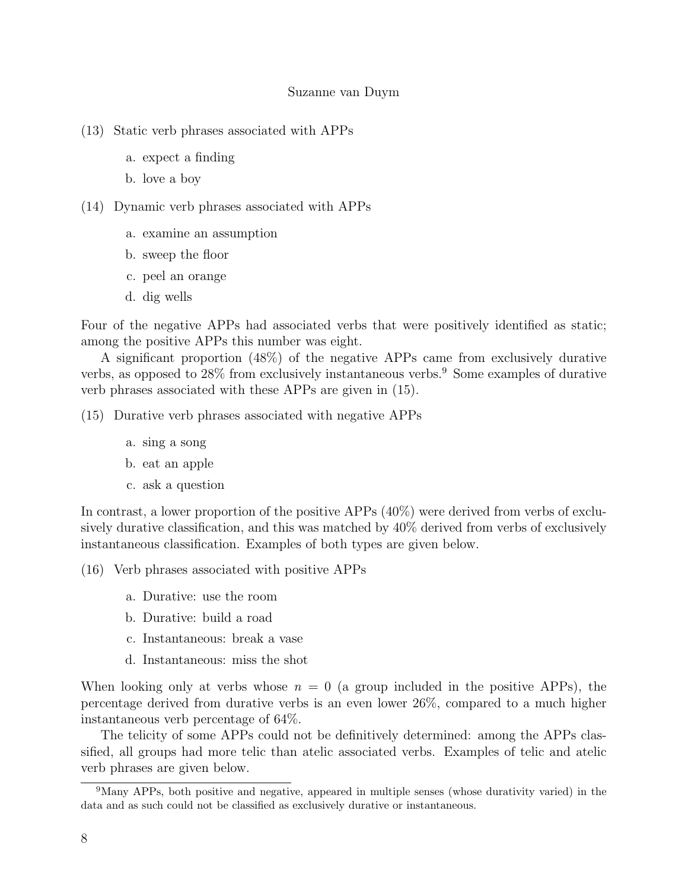(13) Static verb phrases associated with APPs

a. expect a finding
b. love a boy

(14) Dynamic verb phrases associated with APPs

a. examine an assumption
b. sweep the floor
c. peel an orange
d. dig wells

Four of the negative APPs had associated verbs that were positively identified as static; among the positive APPs this number was eight.

A significant proportion (48%) of the negative APPs came from exclusively durative verbs, as opposed to 28% from exclusively instantaneous verbs.[9] Some examples of durative verb phrases associated with these APPs are given in (15).

(15) Durative verb phrases associated with negative APPs

a. sing a song
b. eat an apple
c. ask a question

In contrast, a lower proportion of the positive APPs (40%) were derived from verbs of exclusively durative classification, and this was matched by 40% derived from verbs of exclusively instantaneous classification. Examples of both types are given below.

(16) Verb phrases associated with positive APPs

a. Durative: use the room
b. Durative: build a road
c. Instantaneous: break a vase
d. Instantaneous: miss the shot

When looking only at verbs whose $n = 0$ (a group included in the positive APPs), the percentage derived from durative verbs is an even lower 26%, compared to a much higher instantaneous verb percentage of 64%.

The telicity of some APPs could not be definitively determined: among the APPs classified, all groups had more telic than atelic associated verbs. Examples of telic and atelic verb phrases are given below.

[9]Many APPs, both positive and negative, appeared in multiple senses (whose durativity varied) in the data and as such could not be classified as exclusively durative or instantaneous.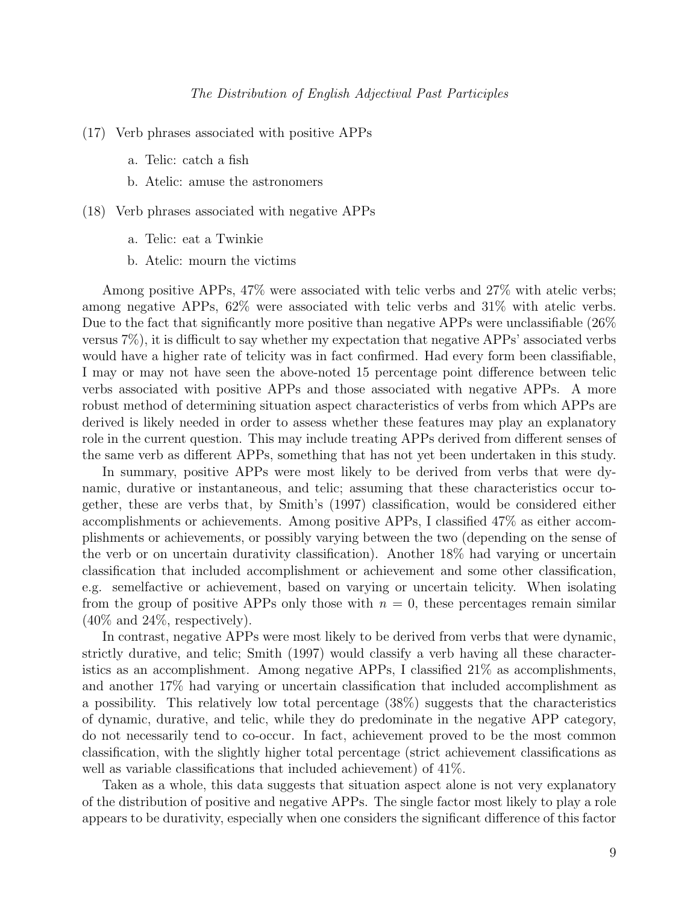(17) Verb phrases associated with positive APPs

  a. Telic: catch a fish

  b. Atelic: amuse the astronomers

(18) Verb phrases associated with negative APPs

  a. Telic: eat a Twinkie

  b. Atelic: mourn the victims

Among positive APPs, 47% were associated with telic verbs and 27% with atelic verbs; among negative APPs, 62% were associated with telic verbs and 31% with atelic verbs. Due to the fact that significantly more positive than negative APPs were unclassifiable (26% versus 7%), it is difficult to say whether my expectation that negative APPs' associated verbs would have a higher rate of telicity was in fact confirmed. Had every form been classifiable, I may or may not have seen the above-noted 15 percentage point difference between telic verbs associated with positive APPs and those associated with negative APPs. A more robust method of determining situation aspect characteristics of verbs from which APPs are derived is likely needed in order to assess whether these features may play an explanatory role in the current question. This may include treating APPs derived from different senses of the same verb as different APPs, something that has not yet been undertaken in this study.

In summary, positive APPs were most likely to be derived from verbs that were dynamic, durative or instantaneous, and telic; assuming that these characteristics occur together, these are verbs that, by Smith's (1997) classification, would be considered either accomplishments or achievements. Among positive APPs, I classified 47% as either accomplishments or achievements, or possibly varying between the two (depending on the sense of the verb or on uncertain durativity classification). Another 18% had varying or uncertain classification that included accomplishment or achievement and some other classification, e.g. semelfactive or achievement, based on varying or uncertain telicity. When isolating from the group of positive APPs only those with $n = 0$, these percentages remain similar (40% and 24%, respectively).

In contrast, negative APPs were most likely to be derived from verbs that were dynamic, strictly durative, and telic; Smith (1997) would classify a verb having all these characteristics as an accomplishment. Among negative APPs, I classified 21% as accomplishments, and another 17% had varying or uncertain classification that included accomplishment as a possibility. This relatively low total percentage (38%) suggests that the characteristics of dynamic, durative, and telic, while they do predominate in the negative APP category, do not necessarily tend to co-occur. In fact, achievement proved to be the most common classification, with the slightly higher total percentage (strict achievement classifications as well as variable classifications that included achievement) of 41%.

Taken as a whole, this data suggests that situation aspect alone is not very explanatory of the distribution of positive and negative APPs. The single factor most likely to play a role appears to be durativity, especially when one considers the significant difference of this factor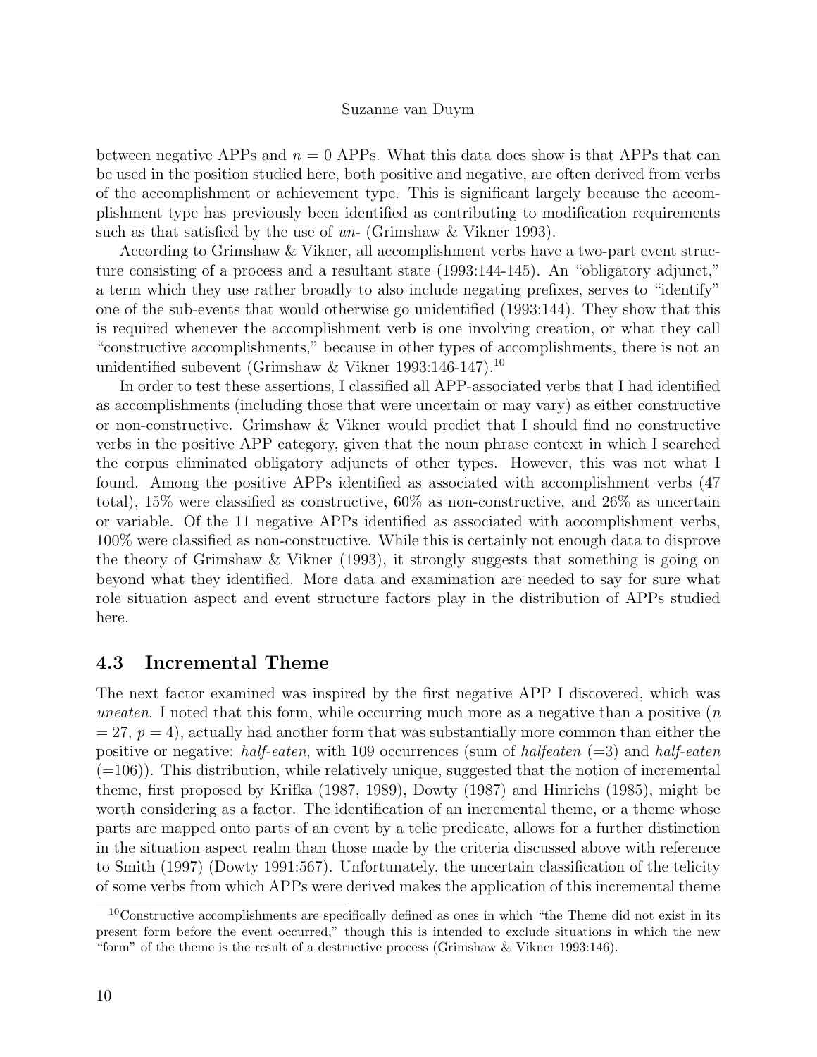between negative APPs and $n = 0$ APPs. What this data does show is that APPs that can be used in the position studied here, both positive and negative, are often derived from verbs of the accomplishment or achievement type. This is significant largely because the accomplishment type has previously been identified as contributing to modification requirements such as that satisfied by the use of *un-* (Grimshaw & Vikner 1993).

According to Grimshaw & Vikner, all accomplishment verbs have a two-part event structure consisting of a process and a resultant state (1993:144-145). An "obligatory adjunct," a term which they use rather broadly to also include negating prefixes, serves to "identify" one of the sub-events that would otherwise go unidentified (1993:144). They show that this is required whenever the accomplishment verb is one involving creation, or what they call "constructive accomplishments," because in other types of accomplishments, there is not an unidentified subevent (Grimshaw & Vikner 1993:146-147).[10]

In order to test these assertions, I classified all APP-associated verbs that I had identified as accomplishments (including those that were uncertain or may vary) as either constructive or non-constructive. Grimshaw & Vikner would predict that I should find no constructive verbs in the positive APP category, given that the noun phrase context in which I searched the corpus eliminated obligatory adjuncts of other types. However, this was not what I found. Among the positive APPs identified as associated with accomplishment verbs (47 total), 15% were classified as constructive, 60% as non-constructive, and 26% as uncertain or variable. Of the 11 negative APPs identified as associated with accomplishment verbs, 100% were classified as non-constructive. While this is certainly not enough data to disprove the theory of Grimshaw & Vikner (1993), it strongly suggests that something is going on beyond what they identified. More data and examination are needed to say for sure what role situation aspect and event structure factors play in the distribution of APPs studied here.

## 4.3 Incremental Theme

The next factor examined was inspired by the first negative APP I discovered, which was *uneaten*. I noted that this form, while occurring much more as a negative than a positive ($n = 27$, $p = 4$), actually had another form that was substantially more common than either the positive or negative: *half-eaten*, with 109 occurrences (sum of *halfeaten* (=3) and *half-eaten* (=106)). This distribution, while relatively unique, suggested that the notion of incremental theme, first proposed by Krifka (1987, 1989), Dowty (1987) and Hinrichs (1985), might be worth considering as a factor. The identification of an incremental theme, or a theme whose parts are mapped onto parts of an event by a telic predicate, allows for a further distinction in the situation aspect realm than those made by the criteria discussed above with reference to Smith (1997) (Dowty 1991:567). Unfortunately, the uncertain classification of the telicity of some verbs from which APPs were derived makes the application of this incremental theme

[10] Constructive accomplishments are specifically defined as ones in which "the Theme did not exist in its present form before the event occurred," though this is intended to exclude situations in which the new "form" of the theme is the result of a destructive process (Grimshaw & Vikner 1993:146).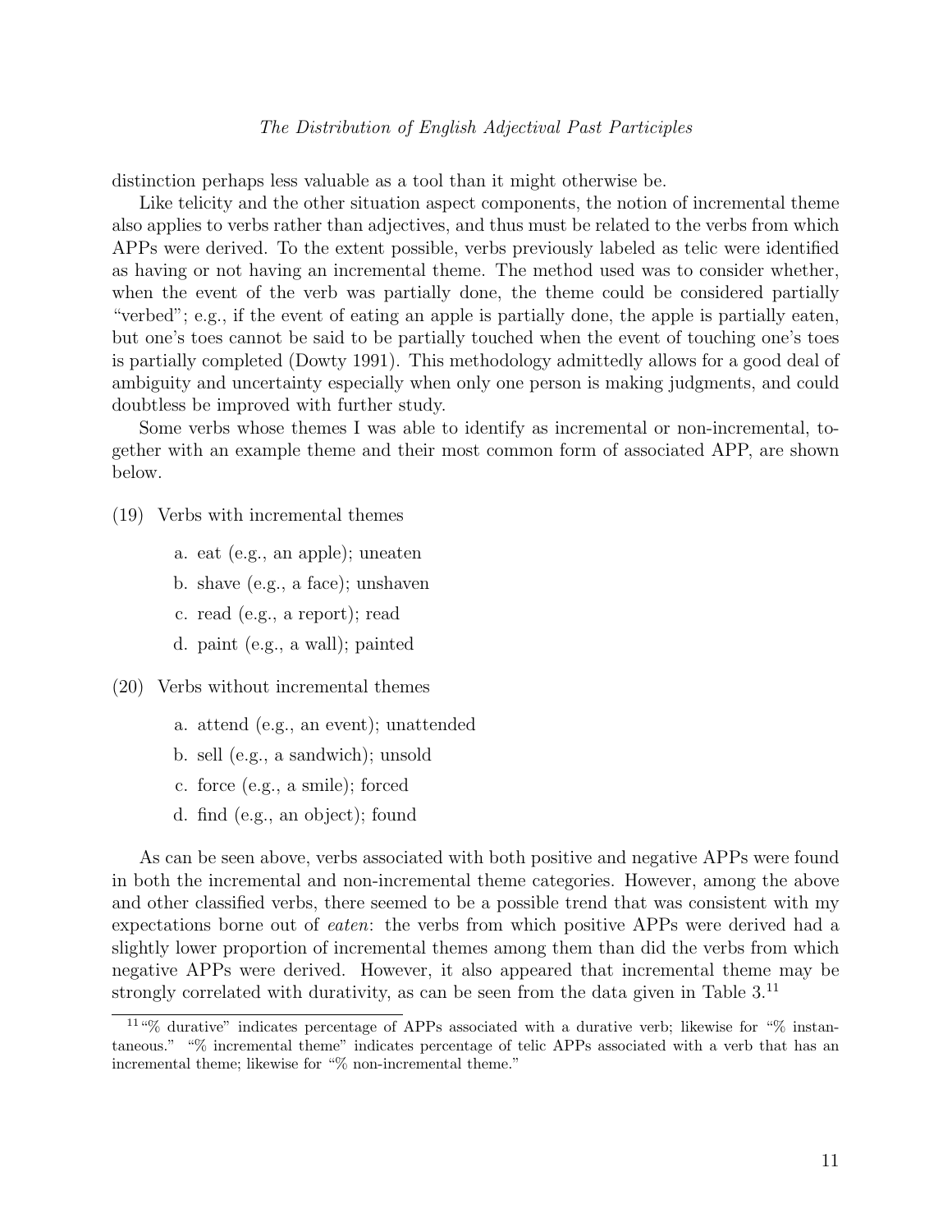distinction perhaps less valuable as a tool than it might otherwise be.

Like telicity and the other situation aspect components, the notion of incremental theme also applies to verbs rather than adjectives, and thus must be related to the verbs from which APPs were derived. To the extent possible, verbs previously labeled as telic were identified as having or not having an incremental theme. The method used was to consider whether, when the event of the verb was partially done, the theme could be considered partially "verbed"; e.g., if the event of eating an apple is partially done, the apple is partially eaten, but one's toes cannot be said to be partially touched when the event of touching one's toes is partially completed (Dowty 1991). This methodology admittedly allows for a good deal of ambiguity and uncertainty especially when only one person is making judgments, and could doubtless be improved with further study.

Some verbs whose themes I was able to identify as incremental or non-incremental, together with an example theme and their most common form of associated APP, are shown below.

(19) Verbs with incremental themes

   a. eat (e.g., an apple); uneaten

   b. shave (e.g., a face); unshaven

   c. read (e.g., a report); read

   d. paint (e.g., a wall); painted

(20) Verbs without incremental themes

   a. attend (e.g., an event); unattended

   b. sell (e.g., a sandwich); unsold

   c. force (e.g., a smile); forced

   d. find (e.g., an object); found

As can be seen above, verbs associated with both positive and negative APPs were found in both the incremental and non-incremental theme categories. However, among the above and other classified verbs, there seemed to be a possible trend that was consistent with my expectations borne out of *eaten*: the verbs from which positive APPs were derived had a slightly lower proportion of incremental themes among them than did the verbs from which negative APPs were derived. However, it also appeared that incremental theme may be strongly correlated with durativity, as can be seen from the data given in Table 3.[11]

[11] "% durative" indicates percentage of APPs associated with a durative verb; likewise for "% instantaneous." "% incremental theme" indicates percentage of telic APPs associated with a verb that has an incremental theme; likewise for "% non-incremental theme."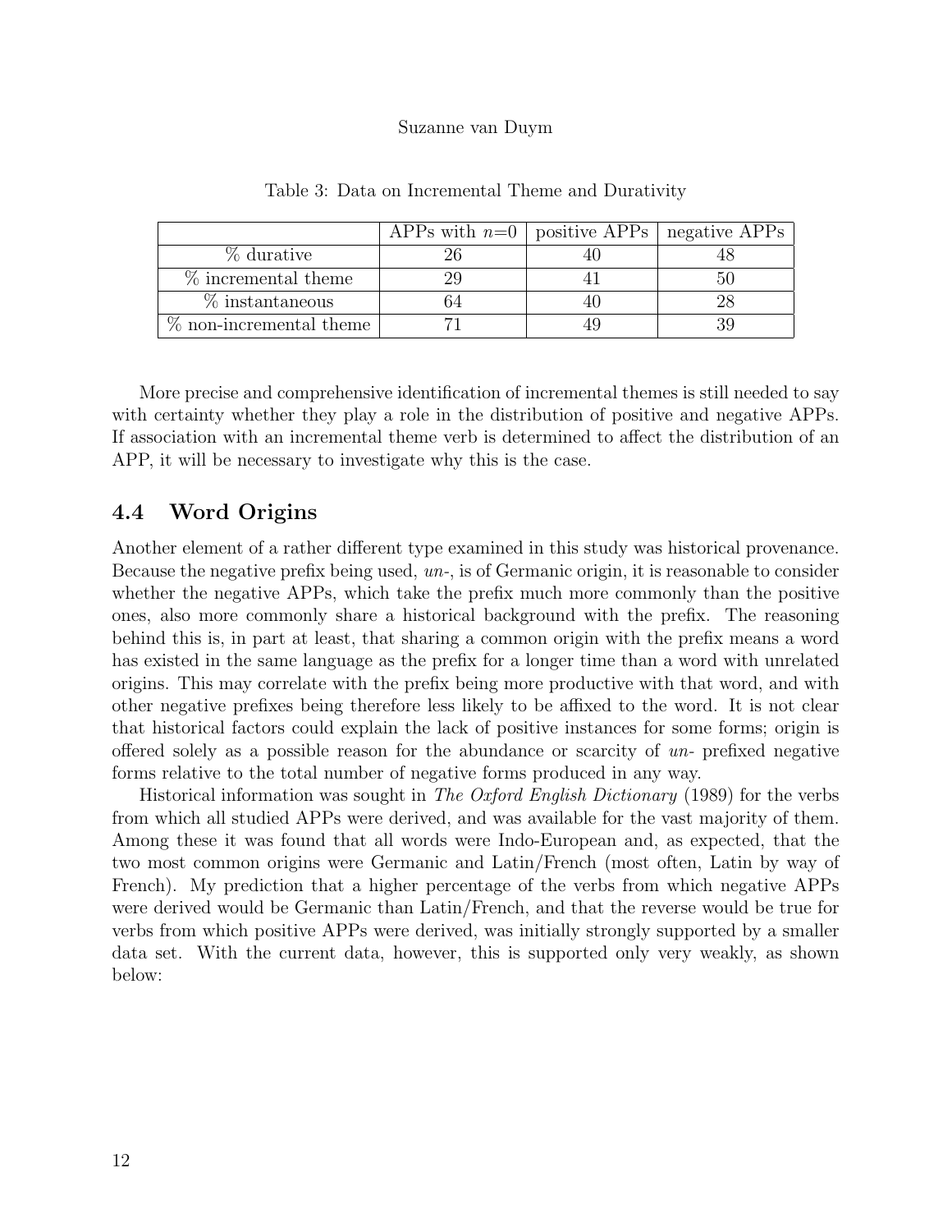Table 3: Data on Incremental Theme and Durativity

| | APPs with $n$=0 | positive APPs | negative APPs |
|---|---|---|---|
| % durative | 26 | 40 | 48 |
| % incremental theme | 29 | 41 | 50 |
| % instantaneous | 64 | 40 | 28 |
| % non-incremental theme | 71 | 49 | 39 |

More precise and comprehensive identification of incremental themes is still needed to say with certainty whether they play a role in the distribution of positive and negative APPs. If association with an incremental theme verb is determined to affect the distribution of an APP, it will be necessary to investigate why this is the case.

### 4.4 Word Origins

Another element of a rather different type examined in this study was historical provenance. Because the negative prefix being used, *un-*, is of Germanic origin, it is reasonable to consider whether the negative APPs, which take the prefix much more commonly than the positive ones, also more commonly share a historical background with the prefix. The reasoning behind this is, in part at least, that sharing a common origin with the prefix means a word has existed in the same language as the prefix for a longer time than a word with unrelated origins. This may correlate with the prefix being more productive with that word, and with other negative prefixes being therefore less likely to be affixed to the word. It is not clear that historical factors could explain the lack of positive instances for some forms; origin is offered solely as a possible reason for the abundance or scarcity of *un-* prefixed negative forms relative to the total number of negative forms produced in any way.

Historical information was sought in *The Oxford English Dictionary* (1989) for the verbs from which all studied APPs were derived, and was available for the vast majority of them. Among these it was found that all words were Indo-European and, as expected, that the two most common origins were Germanic and Latin/French (most often, Latin by way of French). My prediction that a higher percentage of the verbs from which negative APPs were derived would be Germanic than Latin/French, and that the reverse would be true for verbs from which positive APPs were derived, was initially strongly supported by a smaller data set. With the current data, however, this is supported only very weakly, as shown below: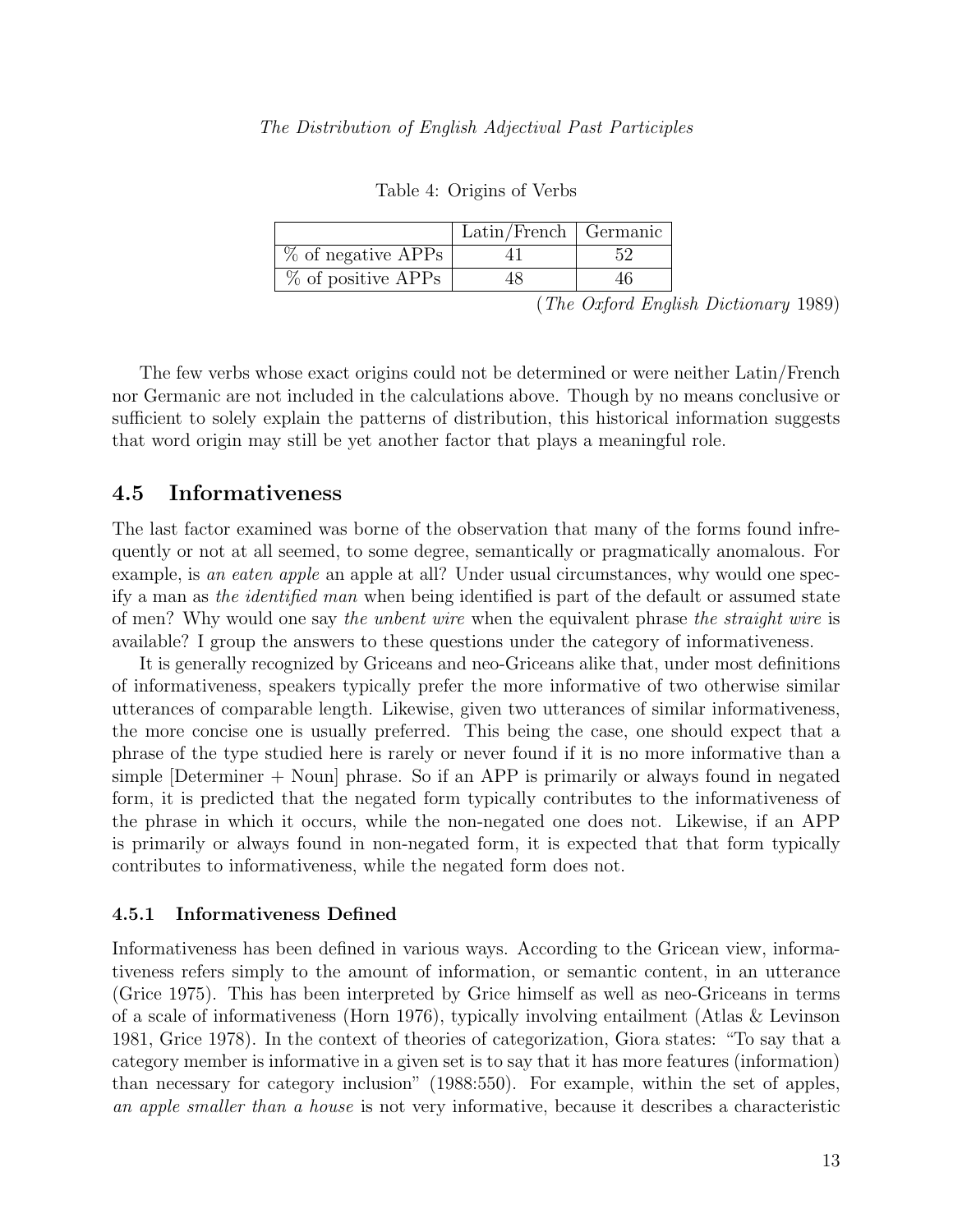Table 4: Origins of Verbs

| | Latin/French | Germanic |
|---|---|---|
| % of negative APPs | 41 | 52 |
| % of positive APPs | 48 | 46 |

(*The Oxford English Dictionary* 1989)

The few verbs whose exact origins could not be determined or were neither Latin/French nor Germanic are not included in the calculations above. Though by no means conclusive or sufficient to solely explain the patterns of distribution, this historical information suggests that word origin may still be yet another factor that plays a meaningful role.

## 4.5 Informativeness

The last factor examined was borne of the observation that many of the forms found infrequently or not at all seemed, to some degree, semantically or pragmatically anomalous. For example, is *an eaten apple* an apple at all? Under usual circumstances, why would one specify a man as *the identified man* when being identified is part of the default or assumed state of men? Why would one say *the unbent wire* when the equivalent phrase *the straight wire* is available? I group the answers to these questions under the category of informativeness.

It is generally recognized by Griceans and neo-Griceans alike that, under most definitions of informativeness, speakers typically prefer the more informative of two otherwise similar utterances of comparable length. Likewise, given two utterances of similar informativeness, the more concise one is usually preferred. This being the case, one should expect that a phrase of the type studied here is rarely or never found if it is no more informative than a simple [Determiner + Noun] phrase. So if an APP is primarily or always found in negated form, it is predicted that the negated form typically contributes to the informativeness of the phrase in which it occurs, while the non-negated one does not. Likewise, if an APP is primarily or always found in non-negated form, it is expected that that form typically contributes to informativeness, while the negated form does not.

### 4.5.1 Informativeness Defined

Informativeness has been defined in various ways. According to the Gricean view, informativeness refers simply to the amount of information, or semantic content, in an utterance (Grice 1975). This has been interpreted by Grice himself as well as neo-Griceans in terms of a scale of informativeness (Horn 1976), typically involving entailment (Atlas & Levinson 1981, Grice 1978). In the context of theories of categorization, Giora states: "To say that a category member is informative in a given set is to say that it has more features (information) than necessary for category inclusion" (1988:550). For example, within the set of apples, *an apple smaller than a house* is not very informative, because it describes a characteristic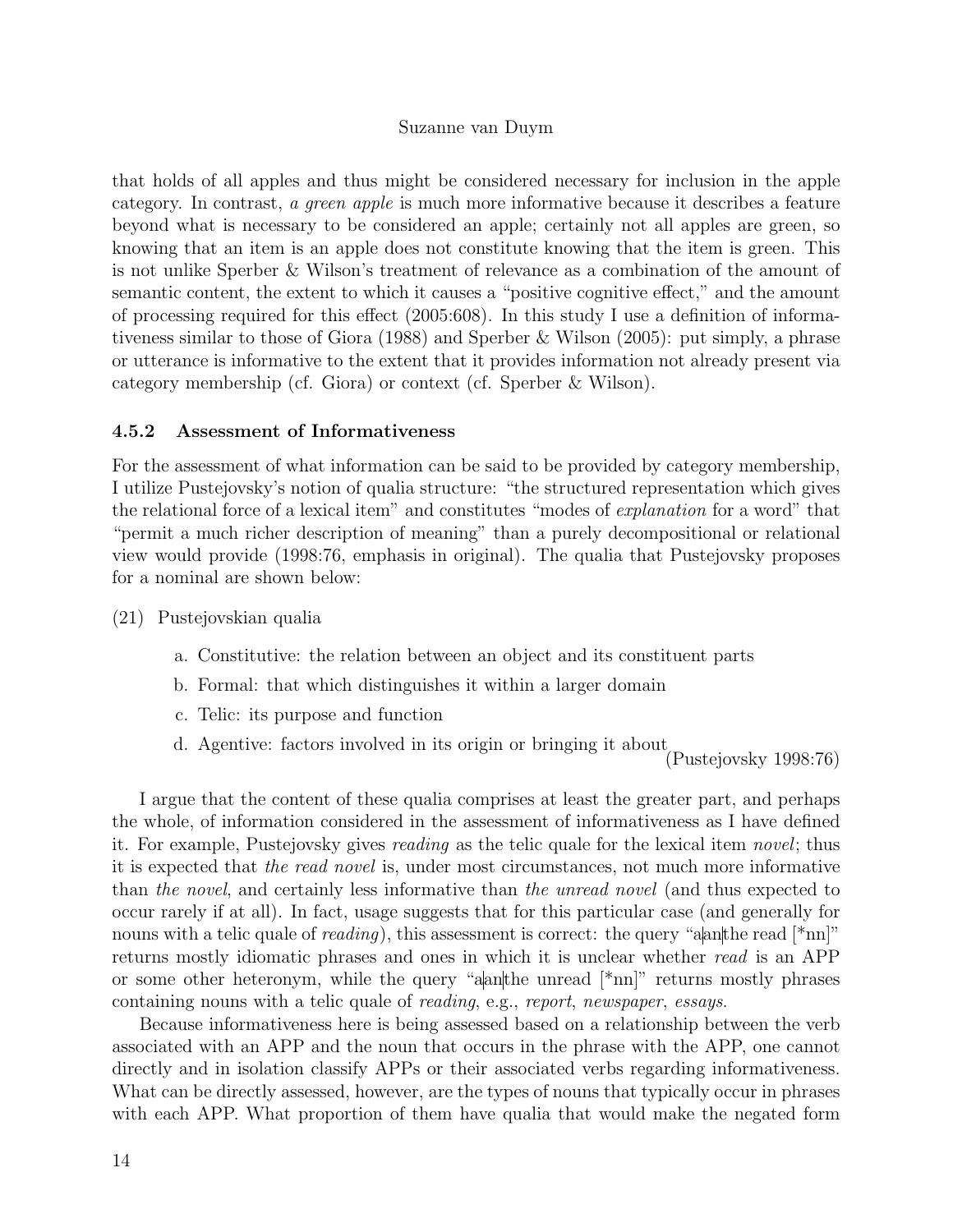that holds of all apples and thus might be considered necessary for inclusion in the apple category. In contrast, *a green apple* is much more informative because it describes a feature beyond what is necessary to be considered an apple; certainly not all apples are green, so knowing that an item is an apple does not constitute knowing that the item is green. This is not unlike Sperber & Wilson's treatment of relevance as a combination of the amount of semantic content, the extent to which it causes a "positive cognitive effect," and the amount of processing required for this effect (2005:608). In this study I use a definition of informativeness similar to those of Giora (1988) and Sperber & Wilson (2005): put simply, a phrase or utterance is informative to the extent that it provides information not already present via category membership (cf. Giora) or context (cf. Sperber & Wilson).

### 4.5.2 Assessment of Informativeness

For the assessment of what information can be said to be provided by category membership, I utilize Pustejovsky's notion of qualia structure: "the structured representation which gives the relational force of a lexical item" and constitutes "modes of *explanation* for a word" that "permit a much richer description of meaning" than a purely decompositional or relational view would provide (1998:76, emphasis in original). The qualia that Pustejovsky proposes for a nominal are shown below:

(21) Pustejovskian qualia

a. Constitutive: the relation between an object and its constituent parts
b. Formal: that which distinguishes it within a larger domain
c. Telic: its purpose and function
d. Agentive: factors involved in its origin or bringing it about (Pustejovsky 1998:76)

I argue that the content of these qualia comprises at least the greater part, and perhaps the whole, of information considered in the assessment of informativeness as I have defined it. For example, Pustejovsky gives *reading* as the telic quale for the lexical item *novel*; thus it is expected that *the read novel* is, under most circumstances, not much more informative than *the novel*, and certainly less informative than *the unread novel* (and thus expected to occur rarely if at all). In fact, usage suggests that for this particular case (and generally for nouns with a telic quale of *reading*), this assessment is correct: the query "a|an|the read [*nn]" returns mostly idiomatic phrases and ones in which it is unclear whether *read* is an APP or some other heteronym, while the query "a|an|the unread [*nn]" returns mostly phrases containing nouns with a telic quale of *reading*, e.g., *report*, *newspaper*, *essays*.

Because informativeness here is being assessed based on a relationship between the verb associated with an APP and the noun that occurs in the phrase with the APP, one cannot directly and in isolation classify APPs or their associated verbs regarding informativeness. What can be directly assessed, however, are the types of nouns that typically occur in phrases with each APP. What proportion of them have qualia that would make the negated form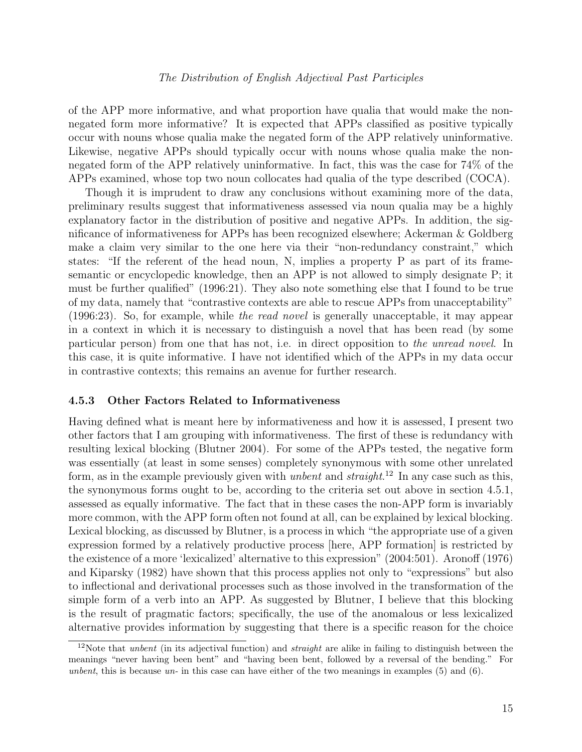of the APP more informative, and what proportion have qualia that would make the non-negated form more informative? It is expected that APPs classified as positive typically occur with nouns whose qualia make the negated form of the APP relatively uninformative. Likewise, negative APPs should typically occur with nouns whose qualia make the non-negated form of the APP relatively uninformative. In fact, this was the case for 74% of the APPs examined, whose top two noun collocates had qualia of the type described (COCA).

Though it is imprudent to draw any conclusions without examining more of the data, preliminary results suggest that informativeness assessed via noun qualia may be a highly explanatory factor in the distribution of positive and negative APPs. In addition, the significance of informativeness for APPs has been recognized elsewhere; Ackerman & Goldberg make a claim very similar to the one here via their "non-redundancy constraint," which states: "If the referent of the head noun, N, implies a property P as part of its frame-semantic or encyclopedic knowledge, then an APP is not allowed to simply designate P; it must be further qualified" (1996:21). They also note something else that I found to be true of my data, namely that "contrastive contexts are able to rescue APPs from unacceptability" (1996:23). So, for example, while *the read novel* is generally unacceptable, it may appear in a context in which it is necessary to distinguish a novel that has been read (by some particular person) from one that has not, i.e. in direct opposition to *the unread novel*. In this case, it is quite informative. I have not identified which of the APPs in my data occur in contrastive contexts; this remains an avenue for further research.

### 4.5.3 Other Factors Related to Informativeness

Having defined what is meant here by informativeness and how it is assessed, I present two other factors that I am grouping with informativeness. The first of these is redundancy with resulting lexical blocking (Blutner 2004). For some of the APPs tested, the negative form was essentially (at least in some senses) completely synonymous with some other unrelated form, as in the example previously given with *unbent* and *straight*.[12] In any case such as this, the synonymous forms ought to be, according to the criteria set out above in section 4.5.1, assessed as equally informative. The fact that in these cases the non-APP form is invariably more common, with the APP form often not found at all, can be explained by lexical blocking. Lexical blocking, as discussed by Blutner, is a process in which "the appropriate use of a given expression formed by a relatively productive process [here, APP formation] is restricted by the existence of a more 'lexicalized' alternative to this expression" (2004:501). Aronoff (1976) and Kiparsky (1982) have shown that this process applies not only to "expressions" but also to inflectional and derivational processes such as those involved in the transformation of the simple form of a verb into an APP. As suggested by Blutner, I believe that this blocking is the result of pragmatic factors; specifically, the use of the anomalous or less lexicalized alternative provides information by suggesting that there is a specific reason for the choice

[12] Note that *unbent* (in its adjectival function) and *straight* are alike in failing to distinguish between the meanings "never having been bent" and "having been bent, followed by a reversal of the bending." For *unbent*, this is because *un-* in this case can have either of the two meanings in examples (5) and (6).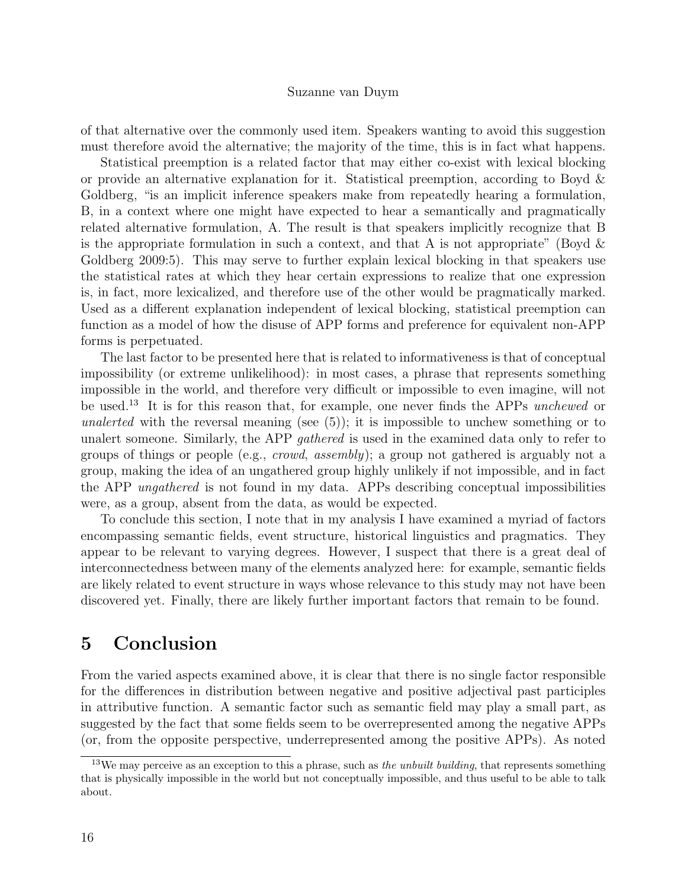of that alternative over the commonly used item. Speakers wanting to avoid this suggestion must therefore avoid the alternative; the majority of the time, this is in fact what happens.

Statistical preemption is a related factor that may either co-exist with lexical blocking or provide an alternative explanation for it. Statistical preemption, according to Boyd & Goldberg, "is an implicit inference speakers make from repeatedly hearing a formulation, B, in a context where one might have expected to hear a semantically and pragmatically related alternative formulation, A. The result is that speakers implicitly recognize that B is the appropriate formulation in such a context, and that A is not appropriate" (Boyd & Goldberg 2009:5). This may serve to further explain lexical blocking in that speakers use the statistical rates at which they hear certain expressions to realize that one expression is, in fact, more lexicalized, and therefore use of the other would be pragmatically marked. Used as a different explanation independent of lexical blocking, statistical preemption can function as a model of how the disuse of APP forms and preference for equivalent non-APP forms is perpetuated.

The last factor to be presented here that is related to informativeness is that of conceptual impossibility (or extreme unlikelihood): in most cases, a phrase that represents something impossible in the world, and therefore very difficult or impossible to even imagine, will not be used.[13] It is for this reason that, for example, one never finds the APPs *unchewed* or *unalerted* with the reversal meaning (see (5)); it is impossible to unchew something or to unalert someone. Similarly, the APP *gathered* is used in the examined data only to refer to groups of things or people (e.g., *crowd*, *assembly*); a group not gathered is arguably not a group, making the idea of an ungathered group highly unlikely if not impossible, and in fact the APP *ungathered* is not found in my data. APPs describing conceptual impossibilities were, as a group, absent from the data, as would be expected.

To conclude this section, I note that in my analysis I have examined a myriad of factors encompassing semantic fields, event structure, historical linguistics and pragmatics. They appear to be relevant to varying degrees. However, I suspect that there is a great deal of interconnectedness between many of the elements analyzed here: for example, semantic fields are likely related to event structure in ways whose relevance to this study may not have been discovered yet. Finally, there are likely further important factors that remain to be found.

## 5 Conclusion

From the varied aspects examined above, it is clear that there is no single factor responsible for the differences in distribution between negative and positive adjectival past participles in attributive function. A semantic factor such as semantic field may play a small part, as suggested by the fact that some fields seem to be overrepresented among the negative APPs (or, from the opposite perspective, underrepresented among the positive APPs). As noted

[13] We may perceive as an exception to this a phrase, such as *the unbuilt building*, that represents something that is physically impossible in the world but not conceptually impossible, and thus useful to be able to talk about.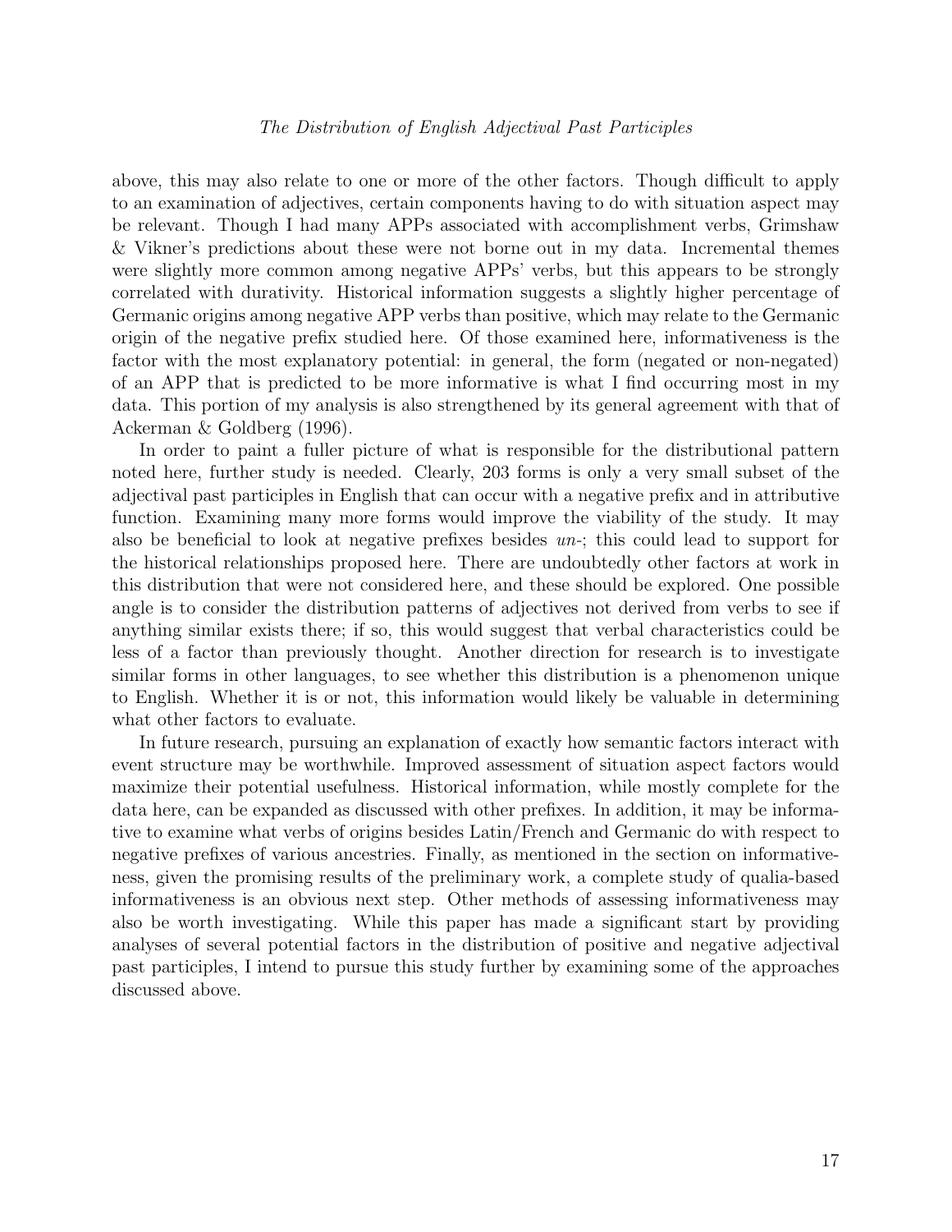above, this may also relate to one or more of the other factors. Though difficult to apply to an examination of adjectives, certain components having to do with situation aspect may be relevant. Though I had many APPs associated with accomplishment verbs, Grimshaw & Vikner's predictions about these were not borne out in my data. Incremental themes were slightly more common among negative APPs' verbs, but this appears to be strongly correlated with durativity. Historical information suggests a slightly higher percentage of Germanic origins among negative APP verbs than positive, which may relate to the Germanic origin of the negative prefix studied here. Of those examined here, informativeness is the factor with the most explanatory potential: in general, the form (negated or non-negated) of an APP that is predicted to be more informative is what I find occurring most in my data. This portion of my analysis is also strengthened by its general agreement with that of Ackerman & Goldberg (1996).

In order to paint a fuller picture of what is responsible for the distributional pattern noted here, further study is needed. Clearly, 203 forms is only a very small subset of the adjectival past participles in English that can occur with a negative prefix and in attributive function. Examining many more forms would improve the viability of the study. It may also be beneficial to look at negative prefixes besides *un-*; this could lead to support for the historical relationships proposed here. There are undoubtedly other factors at work in this distribution that were not considered here, and these should be explored. One possible angle is to consider the distribution patterns of adjectives not derived from verbs to see if anything similar exists there; if so, this would suggest that verbal characteristics could be less of a factor than previously thought. Another direction for research is to investigate similar forms in other languages, to see whether this distribution is a phenomenon unique to English. Whether it is or not, this information would likely be valuable in determining what other factors to evaluate.

In future research, pursuing an explanation of exactly how semantic factors interact with event structure may be worthwhile. Improved assessment of situation aspect factors would maximize their potential usefulness. Historical information, while mostly complete for the data here, can be expanded as discussed with other prefixes. In addition, it may be informative to examine what verbs of origins besides Latin/French and Germanic do with respect to negative prefixes of various ancestries. Finally, as mentioned in the section on informativeness, given the promising results of the preliminary work, a complete study of qualia-based informativeness is an obvious next step. Other methods of assessing informativeness may also be worth investigating. While this paper has made a significant start by providing analyses of several potential factors in the distribution of positive and negative adjectival past participles, I intend to pursue this study further by examining some of the approaches discussed above.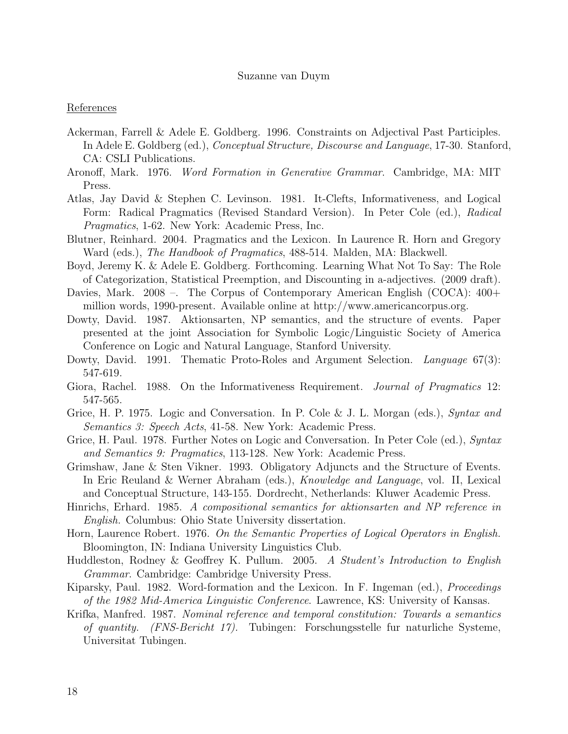References

Ackerman, Farrell & Adele E. Goldberg. 1996. Constraints on Adjectival Past Participles. In Adele E. Goldberg (ed.), *Conceptual Structure, Discourse and Language*, 17-30. Stanford, CA: CSLI Publications.

Aronoff, Mark. 1976. *Word Formation in Generative Grammar*. Cambridge, MA: MIT Press.

Atlas, Jay David & Stephen C. Levinson. 1981. It-Clefts, Informativeness, and Logical Form: Radical Pragmatics (Revised Standard Version). In Peter Cole (ed.), *Radical Pragmatics*, 1-62. New York: Academic Press, Inc.

Blutner, Reinhard. 2004. Pragmatics and the Lexicon. In Laurence R. Horn and Gregory Ward (eds.), *The Handbook of Pragmatics*, 488-514. Malden, MA: Blackwell.

Boyd, Jeremy K. & Adele E. Goldberg. Forthcoming. Learning What Not To Say: The Role of Categorization, Statistical Preemption, and Discounting in a-adjectives. (2009 draft).

Davies, Mark. 2008 –. The Corpus of Contemporary American English (COCA): 400+ million words, 1990-present. Available online at http://www.americancorpus.org.

Dowty, David. 1987. Aktionsarten, NP semantics, and the structure of events. Paper presented at the joint Association for Symbolic Logic/Linguistic Society of America Conference on Logic and Natural Language, Stanford University.

Dowty, David. 1991. Thematic Proto-Roles and Argument Selection. *Language* 67(3): 547-619.

Giora, Rachel. 1988. On the Informativeness Requirement. *Journal of Pragmatics* 12: 547-565.

Grice, H. P. 1975. Logic and Conversation. In P. Cole & J. L. Morgan (eds.), *Syntax and Semantics 3: Speech Acts*, 41-58. New York: Academic Press.

Grice, H. Paul. 1978. Further Notes on Logic and Conversation. In Peter Cole (ed.), *Syntax and Semantics 9: Pragmatics*, 113-128. New York: Academic Press.

Grimshaw, Jane & Sten Vikner. 1993. Obligatory Adjuncts and the Structure of Events. In Eric Reuland & Werner Abraham (eds.), *Knowledge and Language*, vol. II, Lexical and Conceptual Structure, 143-155. Dordrecht, Netherlands: Kluwer Academic Press.

Hinrichs, Erhard. 1985. *A compositional semantics for aktionsarten and NP reference in English.* Columbus: Ohio State University dissertation.

Horn, Laurence Robert. 1976. *On the Semantic Properties of Logical Operators in English.* Bloomington, IN: Indiana University Linguistics Club.

Huddleston, Rodney & Geoffrey K. Pullum. 2005. *A Student's Introduction to English Grammar*. Cambridge: Cambridge University Press.

Kiparsky, Paul. 1982. Word-formation and the Lexicon. In F. Ingeman (ed.), *Proceedings of the 1982 Mid-America Linguistic Conference*. Lawrence, KS: University of Kansas.

Krifka, Manfred. 1987. *Nominal reference and temporal constitution: Towards a semantics of quantity. (FNS-Bericht 17).* Tubingen: Forschungsstelle fur naturliche Systeme, Universitat Tubingen.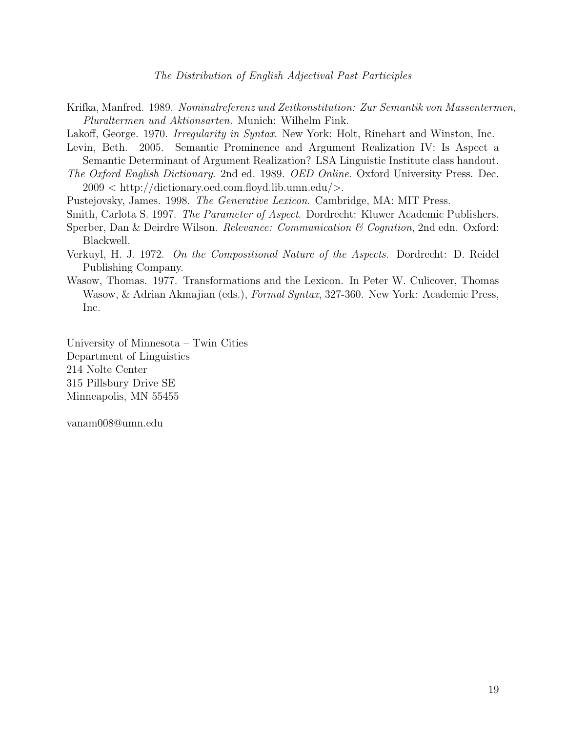Krifka, Manfred. 1989. *Nominalreferenz und Zeitkonstitution: Zur Semantik von Massentermen, Pluraltermen und Aktionsarten.* Munich: Wilhelm Fink.

Lakoff, George. 1970. *Irregularity in Syntax*. New York: Holt, Rinehart and Winston, Inc.

Levin, Beth. 2005. Semantic Prominence and Argument Realization IV: Is Aspect a Semantic Determinant of Argument Realization? LSA Linguistic Institute class handout.

*The Oxford English Dictionary*. 2nd ed. 1989. *OED Online*. Oxford University Press. Dec. 2009 < http://dictionary.oed.com.floyd.lib.umn.edu/>.

Pustejovsky, James. 1998. *The Generative Lexicon*. Cambridge, MA: MIT Press.

Smith, Carlota S. 1997. *The Parameter of Aspect*. Dordrecht: Kluwer Academic Publishers.

Sperber, Dan & Deirdre Wilson. *Relevance: Communication & Cognition*, 2nd edn. Oxford: Blackwell.

Verkuyl, H. J. 1972. *On the Compositional Nature of the Aspects*. Dordrecht: D. Reidel Publishing Company.

Wasow, Thomas. 1977. Transformations and the Lexicon. In Peter W. Culicover, Thomas Wasow, & Adrian Akmajian (eds.), *Formal Syntax*, 327-360. New York: Academic Press, Inc.

University of Minnesota – Twin Cities
Department of Linguistics
214 Nolte Center
315 Pillsbury Drive SE
Minneapolis, MN 55455

vanam008@umn.edu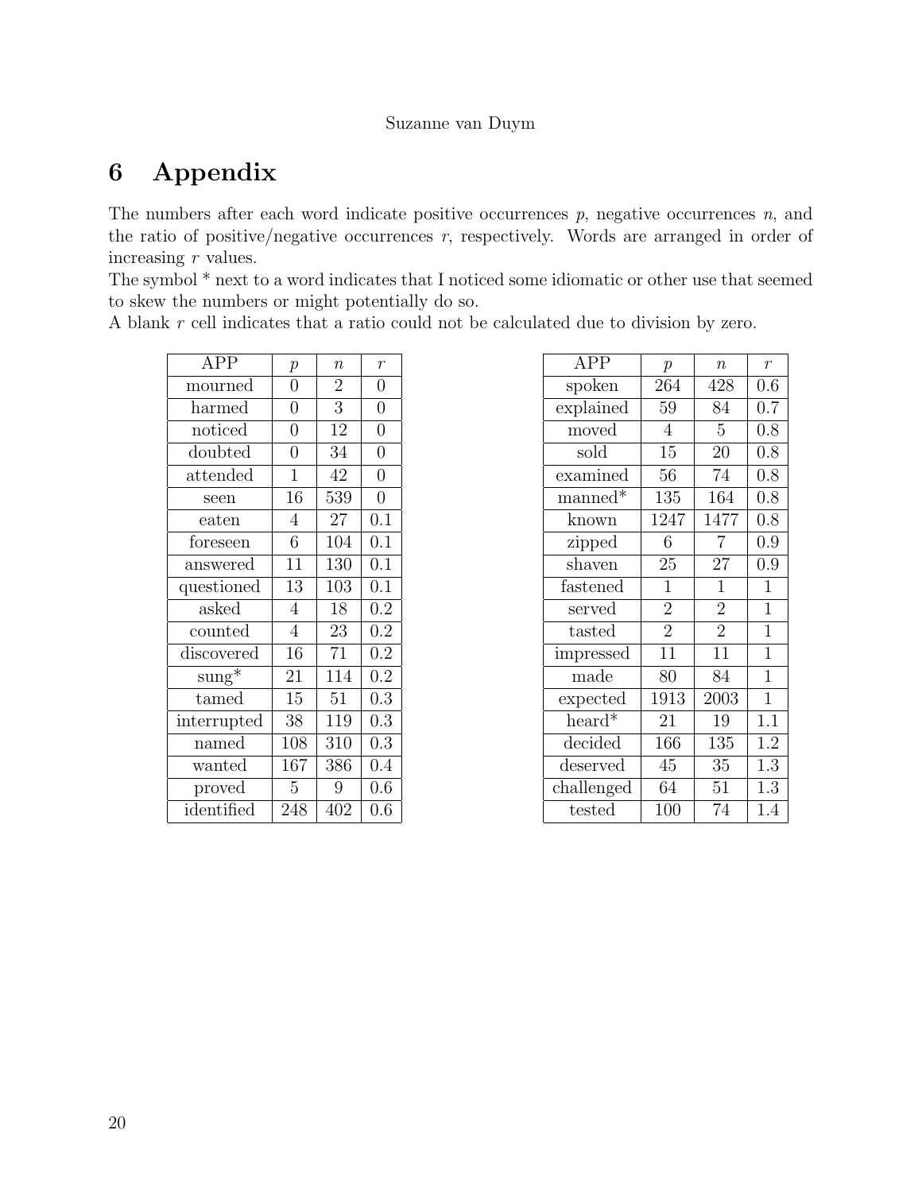# 6 Appendix

The numbers after each word indicate positive occurrences $p$, negative occurrences $n$, and the ratio of positive/negative occurrences $r$, respectively. Words are arranged in order of increasing $r$ values.

The symbol * next to a word indicates that I noticed some idiomatic or other use that seemed to skew the numbers or might potentially do so.

A blank $r$ cell indicates that a ratio could not be calculated due to division by zero.

| APP | $p$ | $n$ | $r$ |
|---|---|---|---|
| mourned | 0 | 2 | 0 |
| harmed | 0 | 3 | 0 |
| noticed | 0 | 12 | 0 |
| doubted | 0 | 34 | 0 |
| attended | 1 | 42 | 0 |
| seen | 16 | 539 | 0 |
| eaten | 4 | 27 | 0.1 |
| foreseen | 6 | 104 | 0.1 |
| answered | 11 | 130 | 0.1 |
| questioned | 13 | 103 | 0.1 |
| asked | 4 | 18 | 0.2 |
| counted | 4 | 23 | 0.2 |
| discovered | 16 | 71 | 0.2 |
| sung* | 21 | 114 | 0.2 |
| tamed | 15 | 51 | 0.3 |
| interrupted | 38 | 119 | 0.3 |
| named | 108 | 310 | 0.3 |
| wanted | 167 | 386 | 0.4 |
| proved | 5 | 9 | 0.6 |
| identified | 248 | 402 | 0.6 |

| APP | $p$ | $n$ | $r$ |
|---|---|---|---|
| spoken | 264 | 428 | 0.6 |
| explained | 59 | 84 | 0.7 |
| moved | 4 | 5 | 0.8 |
| sold | 15 | 20 | 0.8 |
| examined | 56 | 74 | 0.8 |
| manned* | 135 | 164 | 0.8 |
| known | 1247 | 1477 | 0.8 |
| zipped | 6 | 7 | 0.9 |
| shaven | 25 | 27 | 0.9 |
| fastened | 1 | 1 | 1 |
| served | 2 | 2 | 1 |
| tasted | 2 | 2 | 1 |
| impressed | 11 | 11 | 1 |
| made | 80 | 84 | 1 |
| expected | 1913 | 2003 | 1 |
| heard* | 21 | 19 | 1.1 |
| decided | 166 | 135 | 1.2 |
| deserved | 45 | 35 | 1.3 |
| challenged | 64 | 51 | 1.3 |
| tested | 100 | 74 | 1.4 |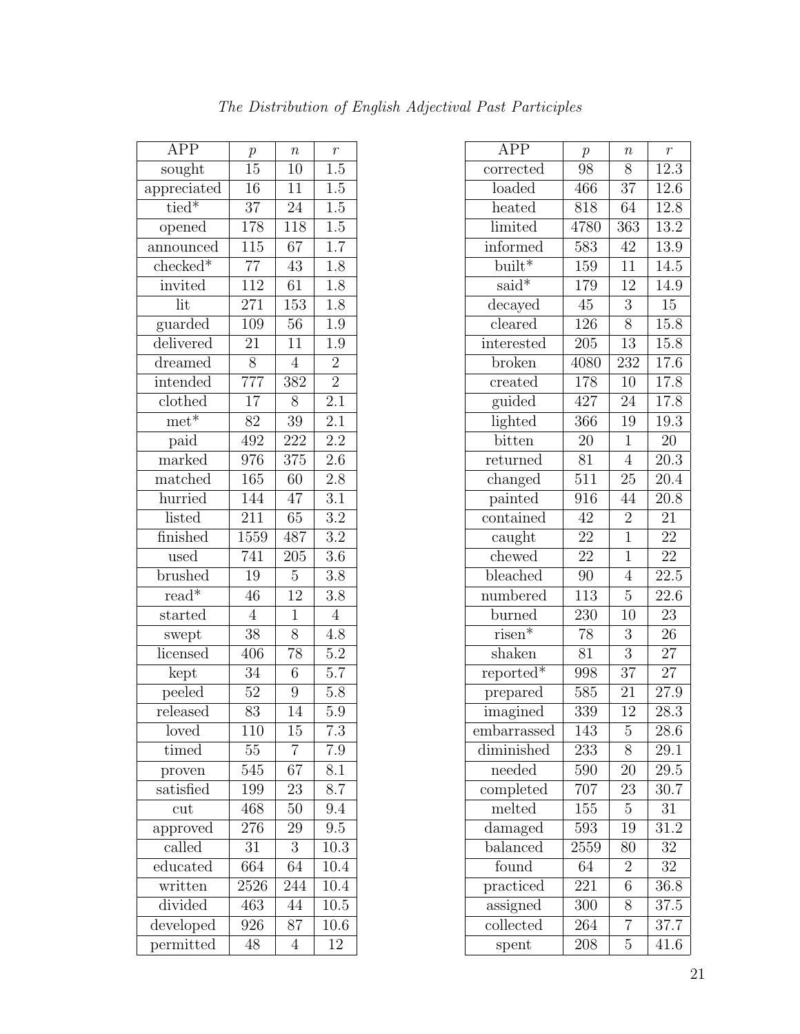| APP | $p$ | $n$ | $r$ |
|---|---|---|---|
| sought | 15 | 10 | 1.5 |
| appreciated | 16 | 11 | 1.5 |
| tied* | 37 | 24 | 1.5 |
| opened | 178 | 118 | 1.5 |
| announced | 115 | 67 | 1.7 |
| checked* | 77 | 43 | 1.8 |
| invited | 112 | 61 | 1.8 |
| lit | 271 | 153 | 1.8 |
| guarded | 109 | 56 | 1.9 |
| delivered | 21 | 11 | 1.9 |
| dreamed | 8 | 4 | 2 |
| intended | 777 | 382 | 2 |
| clothed | 17 | 8 | 2.1 |
| met* | 82 | 39 | 2.1 |
| paid | 492 | 222 | 2.2 |
| marked | 976 | 375 | 2.6 |
| matched | 165 | 60 | 2.8 |
| hurried | 144 | 47 | 3.1 |
| listed | 211 | 65 | 3.2 |
| finished | 1559 | 487 | 3.2 |
| used | 741 | 205 | 3.6 |
| brushed | 19 | 5 | 3.8 |
| read* | 46 | 12 | 3.8 |
| started | 4 | 1 | 4 |
| swept | 38 | 8 | 4.8 |
| licensed | 406 | 78 | 5.2 |
| kept | 34 | 6 | 5.7 |
| peeled | 52 | 9 | 5.8 |
| released | 83 | 14 | 5.9 |
| loved | 110 | 15 | 7.3 |
| timed | 55 | 7 | 7.9 |
| proven | 545 | 67 | 8.1 |
| satisfied | 199 | 23 | 8.7 |
| cut | 468 | 50 | 9.4 |
| approved | 276 | 29 | 9.5 |
| called | 31 | 3 | 10.3 |
| educated | 664 | 64 | 10.4 |
| written | 2526 | 244 | 10.4 |
| divided | 463 | 44 | 10.5 |
| developed | 926 | 87 | 10.6 |
| permitted | 48 | 4 | 12 |

| APP | $p$ | $n$ | $r$ |
|---|---|---|---|
| corrected | 98 | 8 | 12.3 |
| loaded | 466 | 37 | 12.6 |
| heated | 818 | 64 | 12.8 |
| limited | 4780 | 363 | 13.2 |
| informed | 583 | 42 | 13.9 |
| built* | 159 | 11 | 14.5 |
| said* | 179 | 12 | 14.9 |
| decayed | 45 | 3 | 15 |
| cleared | 126 | 8 | 15.8 |
| interested | 205 | 13 | 15.8 |
| broken | 4080 | 232 | 17.6 |
| created | 178 | 10 | 17.8 |
| guided | 427 | 24 | 17.8 |
| lighted | 366 | 19 | 19.3 |
| bitten | 20 | 1 | 20 |
| returned | 81 | 4 | 20.3 |
| changed | 511 | 25 | 20.4 |
| painted | 916 | 44 | 20.8 |
| contained | 42 | 2 | 21 |
| caught | 22 | 1 | 22 |
| chewed | 22 | 1 | 22 |
| bleached | 90 | 4 | 22.5 |
| numbered | 113 | 5 | 22.6 |
| burned | 230 | 10 | 23 |
| risen* | 78 | 3 | 26 |
| shaken | 81 | 3 | 27 |
| reported* | 998 | 37 | 27 |
| prepared | 585 | 21 | 27.9 |
| imagined | 339 | 12 | 28.3 |
| embarrassed | 143 | 5 | 28.6 |
| diminished | 233 | 8 | 29.1 |
| needed | 590 | 20 | 29.5 |
| completed | 707 | 23 | 30.7 |
| melted | 155 | 5 | 31 |
| damaged | 593 | 19 | 31.2 |
| balanced | 2559 | 80 | 32 |
| found | 64 | 2 | 32 |
| practiced | 221 | 6 | 36.8 |
| assigned | 300 | 8 | 37.5 |
| collected | 264 | 7 | 37.7 |
| spent | 208 | 5 | 41.6 |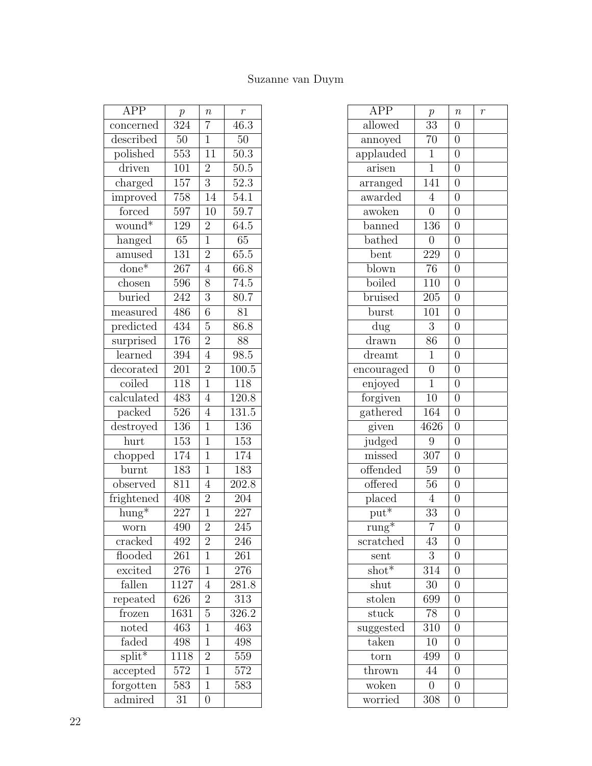| APP | $p$ | $n$ | $r$ |
|---|---|---|---|
| concerned | 324 | 7 | 46.3 |
| described | 50 | 1 | 50 |
| polished | 553 | 11 | 50.3 |
| driven | 101 | 2 | 50.5 |
| charged | 157 | 3 | 52.3 |
| improved | 758 | 14 | 54.1 |
| forced | 597 | 10 | 59.7 |
| wound* | 129 | 2 | 64.5 |
| hanged | 65 | 1 | 65 |
| amused | 131 | 2 | 65.5 |
| done* | 267 | 4 | 66.8 |
| chosen | 596 | 8 | 74.5 |
| buried | 242 | 3 | 80.7 |
| measured | 486 | 6 | 81 |
| predicted | 434 | 5 | 86.8 |
| surprised | 176 | 2 | 88 |
| learned | 394 | 4 | 98.5 |
| decorated | 201 | 2 | 100.5 |
| coiled | 118 | 1 | 118 |
| calculated | 483 | 4 | 120.8 |
| packed | 526 | 4 | 131.5 |
| destroyed | 136 | 1 | 136 |
| hurt | 153 | 1 | 153 |
| chopped | 174 | 1 | 174 |
| burnt | 183 | 1 | 183 |
| observed | 811 | 4 | 202.8 |
| frightened | 408 | 2 | 204 |
| hung* | 227 | 1 | 227 |
| worn | 490 | 2 | 245 |
| cracked | 492 | 2 | 246 |
| flooded | 261 | 1 | 261 |
| excited | 276 | 1 | 276 |
| fallen | 1127 | 4 | 281.8 |
| repeated | 626 | 2 | 313 |
| frozen | 1631 | 5 | 326.2 |
| noted | 463 | 1 | 463 |
| faded | 498 | 1 | 498 |
| split* | 1118 | 2 | 559 |
| accepted | 572 | 1 | 572 |
| forgotten | 583 | 1 | 583 |
| admired | 31 | 0 | |

| APP | $p$ | $n$ | $r$ |
|---|---|---|---|
| allowed | 33 | 0 | |
| annoyed | 70 | 0 | |
| applauded | 1 | 0 | |
| arisen | 1 | 0 | |
| arranged | 141 | 0 | |
| awarded | 4 | 0 | |
| awoken | 0 | 0 | |
| banned | 136 | 0 | |
| bathed | 0 | 0 | |
| bent | 229 | 0 | |
| blown | 76 | 0 | |
| boiled | 110 | 0 | |
| bruised | 205 | 0 | |
| burst | 101 | 0 | |
| dug | 3 | 0 | |
| drawn | 86 | 0 | |
| dreamt | 1 | 0 | |
| encouraged | 0 | 0 | |
| enjoyed | 1 | 0 | |
| forgiven | 10 | 0 | |
| gathered | 164 | 0 | |
| given | 4626 | 0 | |
| judged | 9 | 0 | |
| missed | 307 | 0 | |
| offended | 59 | 0 | |
| offered | 56 | 0 | |
| placed | 4 | 0 | |
| put* | 33 | 0 | |
| rung* | 7 | 0 | |
| scratched | 43 | 0 | |
| sent | 3 | 0 | |
| shot* | 314 | 0 | |
| shut | 30 | 0 | |
| stolen | 699 | 0 | |
| stuck | 78 | 0 | |
| suggested | 310 | 0 | |
| taken | 10 | 0 | |
| torn | 499 | 0 | |
| thrown | 44 | 0 | |
| woken | 0 | 0 | |
| worried | 308 | 0 | |